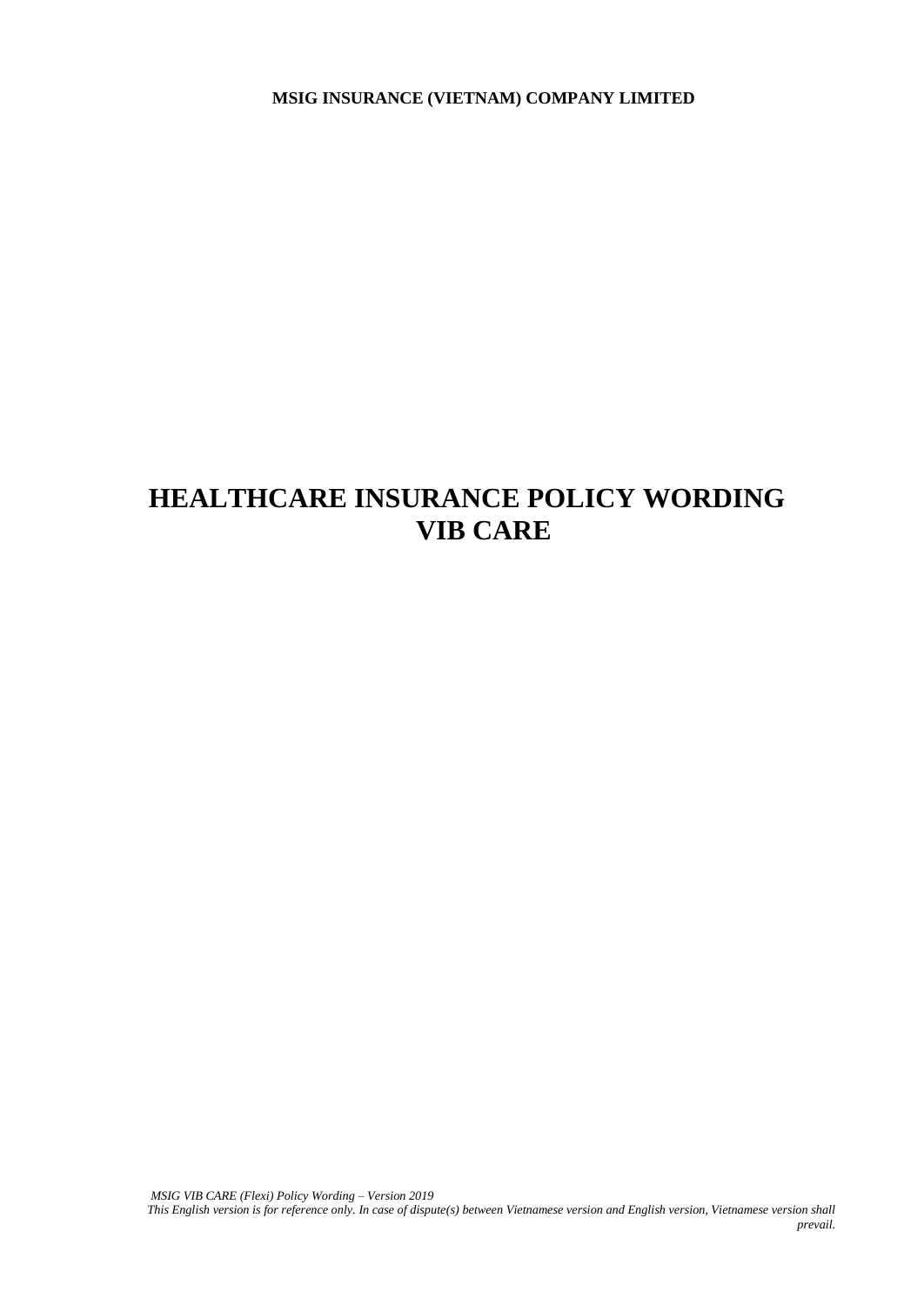**MSIG INSURANCE (VIETNAM) COMPANY LIMITED**

# HEALTHCARE INSURANCE POLICY WORDING
# VIB CARE

*MSIG VIB CARE (Flexi) Policy Wording – Version 2019*

*This English version is for reference only. In case of dispute(s) between Vietnamese version and English version, Vietnamese version shall prevail.*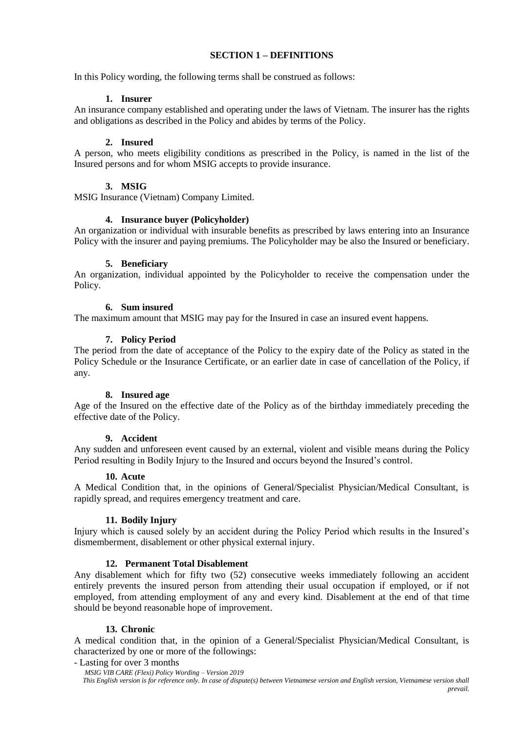## SECTION 1 – DEFINITIONS

In this Policy wording, the following terms shall be construed as follows:

### 1. Insurer

An insurance company established and operating under the laws of Vietnam. The insurer has the rights and obligations as described in the Policy and abides by terms of the Policy.

### 2. Insured

A person, who meets eligibility conditions as prescribed in the Policy, is named in the list of the Insured persons and for whom MSIG accepts to provide insurance.

### 3. MSIG

MSIG Insurance (Vietnam) Company Limited.

### 4. Insurance buyer (Policyholder)

An organization or individual with insurable benefits as prescribed by laws entering into an Insurance Policy with the insurer and paying premiums. The Policyholder may be also the Insured or beneficiary.

### 5. Beneficiary

An organization, individual appointed by the Policyholder to receive the compensation under the Policy.

### 6. Sum insured

The maximum amount that MSIG may pay for the Insured in case an insured event happens.

### 7. Policy Period

The period from the date of acceptance of the Policy to the expiry date of the Policy as stated in the Policy Schedule or the Insurance Certificate, or an earlier date in case of cancellation of the Policy, if any.

### 8. Insured age

Age of the Insured on the effective date of the Policy as of the birthday immediately preceding the effective date of the Policy.

### 9. Accident

Any sudden and unforeseen event caused by an external, violent and visible means during the Policy Period resulting in Bodily Injury to the Insured and occurs beyond the Insured's control.

### 10. Acute

A Medical Condition that, in the opinions of General/Specialist Physician/Medical Consultant, is rapidly spread, and requires emergency treatment and care.

### 11. Bodily Injury

Injury which is caused solely by an accident during the Policy Period which results in the Insured's dismemberment, disablement or other physical external injury.

### 12. Permanent Total Disablement

Any disablement which for fifty two (52) consecutive weeks immediately following an accident entirely prevents the insured person from attending their usual occupation if employed, or if not employed, from attending employment of any and every kind. Disablement at the end of that time should be beyond reasonable hope of improvement.

### 13. Chronic

A medical condition that, in the opinion of a General/Specialist Physician/Medical Consultant, is characterized by one or more of the followings:

- Lasting for over 3 months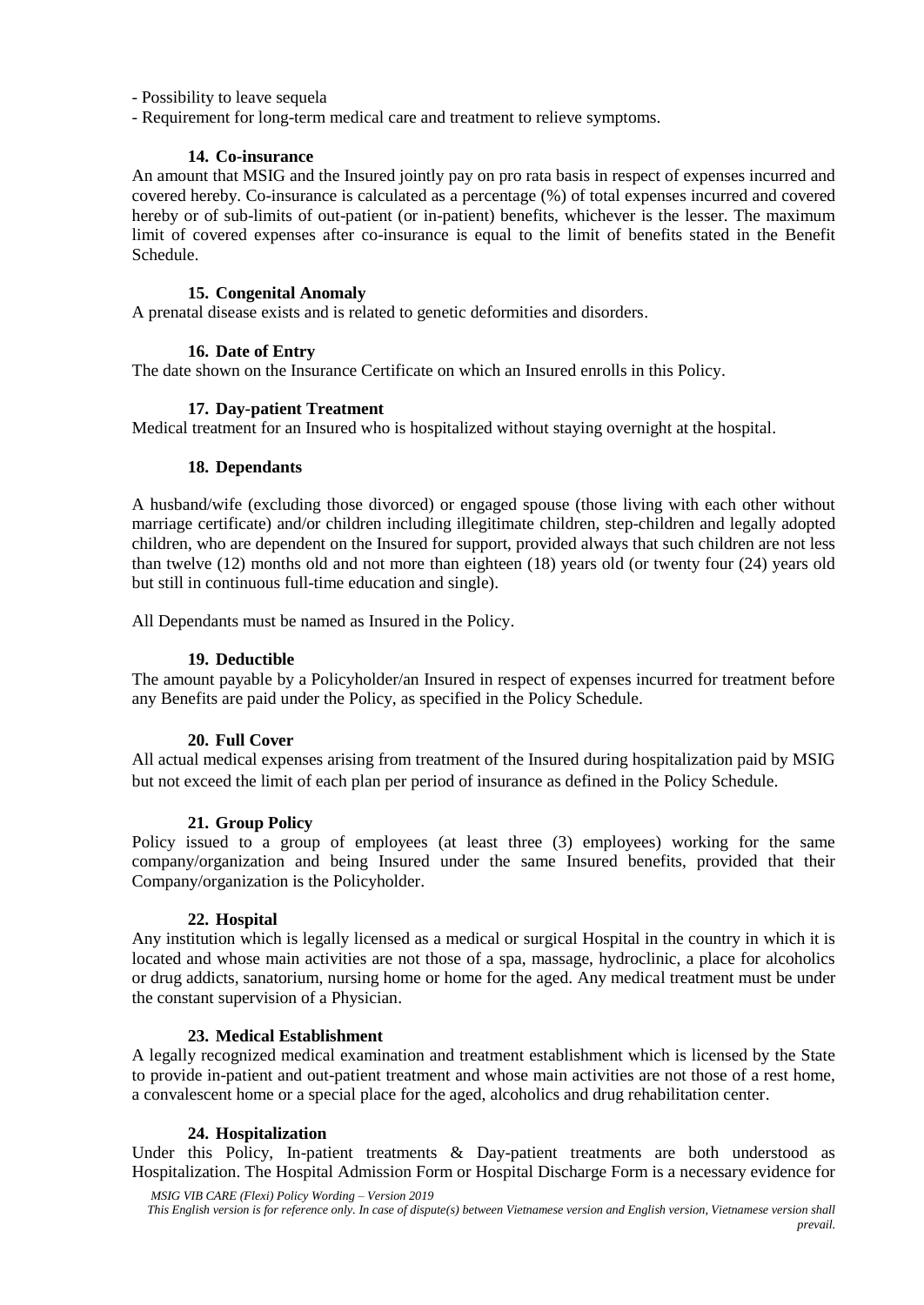- Possibility to leave sequela
- Requirement for long-term medical care and treatment to relieve symptoms.

### 14. Co-insurance

An amount that MSIG and the Insured jointly pay on pro rata basis in respect of expenses incurred and covered hereby. Co-insurance is calculated as a percentage (%) of total expenses incurred and covered hereby or of sub-limits of out-patient (or in-patient) benefits, whichever is the lesser. The maximum limit of covered expenses after co-insurance is equal to the limit of benefits stated in the Benefit Schedule.

### 15. Congenital Anomaly

A prenatal disease exists and is related to genetic deformities and disorders.

### 16. Date of Entry

The date shown on the Insurance Certificate on which an Insured enrolls in this Policy.

### 17. Day-patient Treatment

Medical treatment for an Insured who is hospitalized without staying overnight at the hospital.

### 18. Dependants

A husband/wife (excluding those divorced) or engaged spouse (those living with each other without marriage certificate) and/or children including illegitimate children, step-children and legally adopted children, who are dependent on the Insured for support, provided always that such children are not less than twelve (12) months old and not more than eighteen (18) years old (or twenty four (24) years old but still in continuous full-time education and single).

All Dependants must be named as Insured in the Policy.

### 19. Deductible

The amount payable by a Policyholder/an Insured in respect of expenses incurred for treatment before any Benefits are paid under the Policy, as specified in the Policy Schedule.

### 20. Full Cover

All actual medical expenses arising from treatment of the Insured during hospitalization paid by MSIG but not exceed the limit of each plan per period of insurance as defined in the Policy Schedule.

### 21. Group Policy

Policy issued to a group of employees (at least three (3) employees) working for the same company/organization and being Insured under the same Insured benefits, provided that their Company/organization is the Policyholder.

### 22. Hospital

Any institution which is legally licensed as a medical or surgical Hospital in the country in which it is located and whose main activities are not those of a spa, massage, hydroclinic, a place for alcoholics or drug addicts, sanatorium, nursing home or home for the aged. Any medical treatment must be under the constant supervision of a Physician.

### 23. Medical Establishment

A legally recognized medical examination and treatment establishment which is licensed by the State to provide in-patient and out-patient treatment and whose main activities are not those of a rest home, a convalescent home or a special place for the aged, alcoholics and drug rehabilitation center.

### 24. Hospitalization

Under this Policy, In-patient treatments & Day-patient treatments are both understood as Hospitalization. The Hospital Admission Form or Hospital Discharge Form is a necessary evidence for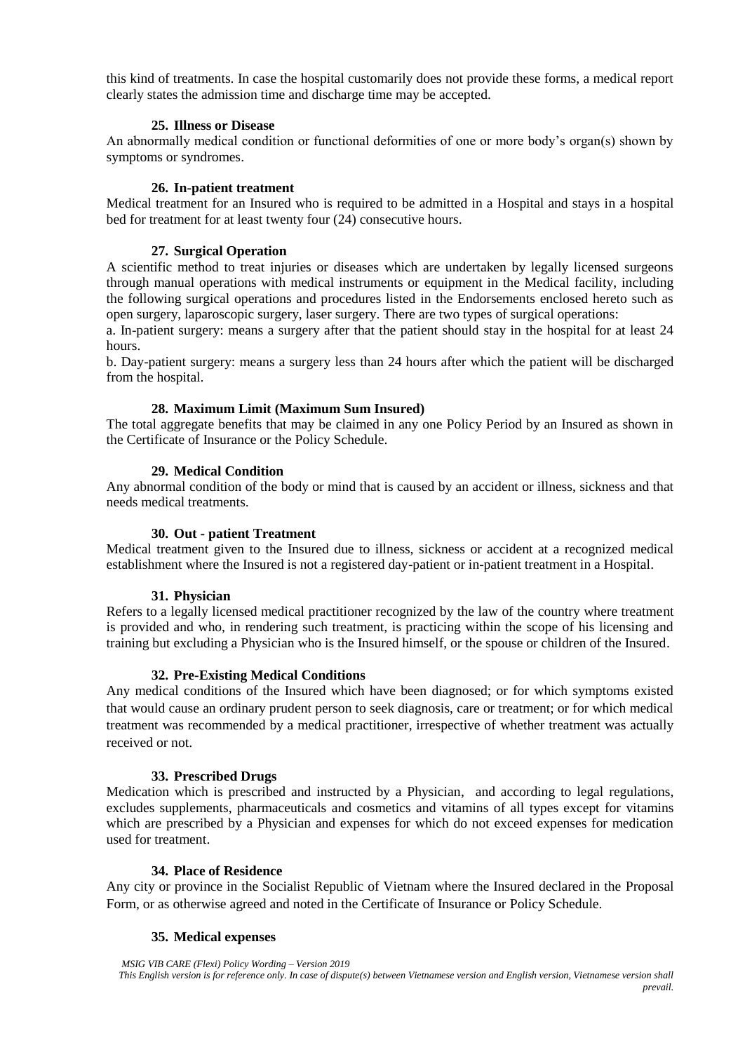this kind of treatments. In case the hospital customarily does not provide these forms, a medical report clearly states the admission time and discharge time may be accepted.

#### 25. Illness or Disease

An abnormally medical condition or functional deformities of one or more body's organ(s) shown by symptoms or syndromes.

#### 26. In-patient treatment

Medical treatment for an Insured who is required to be admitted in a Hospital and stays in a hospital bed for treatment for at least twenty four (24) consecutive hours.

#### 27. Surgical Operation

A scientific method to treat injuries or diseases which are undertaken by legally licensed surgeons through manual operations with medical instruments or equipment in the Medical facility, including the following surgical operations and procedures listed in the Endorsements enclosed hereto such as open surgery, laparoscopic surgery, laser surgery. There are two types of surgical operations:

a. In-patient surgery: means a surgery after that the patient should stay in the hospital for at least 24 hours.

b. Day-patient surgery: means a surgery less than 24 hours after which the patient will be discharged from the hospital.

#### 28. Maximum Limit (Maximum Sum Insured)

The total aggregate benefits that may be claimed in any one Policy Period by an Insured as shown in the Certificate of Insurance or the Policy Schedule.

#### 29. Medical Condition

Any abnormal condition of the body or mind that is caused by an accident or illness, sickness and that needs medical treatments.

#### 30. Out - patient Treatment

Medical treatment given to the Insured due to illness, sickness or accident at a recognized medical establishment where the Insured is not a registered day-patient or in-patient treatment in a Hospital.

#### 31. Physician

Refers to a legally licensed medical practitioner recognized by the law of the country where treatment is provided and who, in rendering such treatment, is practicing within the scope of his licensing and training but excluding a Physician who is the Insured himself, or the spouse or children of the Insured.

#### 32. Pre-Existing Medical Conditions

Any medical conditions of the Insured which have been diagnosed; or for which symptoms existed that would cause an ordinary prudent person to seek diagnosis, care or treatment; or for which medical treatment was recommended by a medical practitioner, irrespective of whether treatment was actually received or not.

#### 33. Prescribed Drugs

Medication which is prescribed and instructed by a Physician, and according to legal regulations, excludes supplements, pharmaceuticals and cosmetics and vitamins of all types except for vitamins which are prescribed by a Physician and expenses for which do not exceed expenses for medication used for treatment.

#### 34. Place of Residence

Any city or province in the Socialist Republic of Vietnam where the Insured declared in the Proposal Form, or as otherwise agreed and noted in the Certificate of Insurance or Policy Schedule.

#### 35. Medical expenses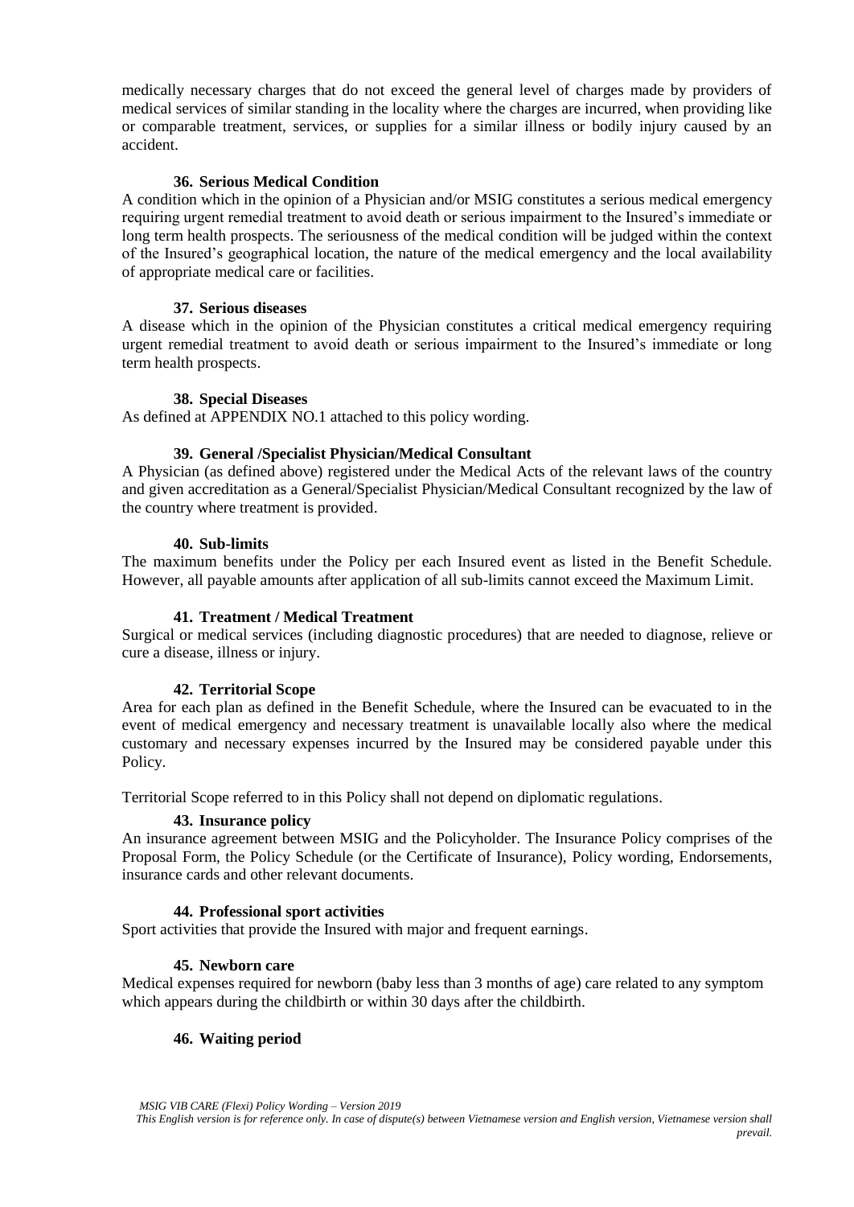medically necessary charges that do not exceed the general level of charges made by providers of medical services of similar standing in the locality where the charges are incurred, when providing like or comparable treatment, services, or supplies for a similar illness or bodily injury caused by an accident.

#### 36. Serious Medical Condition

A condition which in the opinion of a Physician and/or MSIG constitutes a serious medical emergency requiring urgent remedial treatment to avoid death or serious impairment to the Insured's immediate or long term health prospects. The seriousness of the medical condition will be judged within the context of the Insured's geographical location, the nature of the medical emergency and the local availability of appropriate medical care or facilities.

#### 37. Serious diseases

A disease which in the opinion of the Physician constitutes a critical medical emergency requiring urgent remedial treatment to avoid death or serious impairment to the Insured's immediate or long term health prospects.

#### 38. Special Diseases

As defined at APPENDIX NO.1 attached to this policy wording.

#### 39. General /Specialist Physician/Medical Consultant

A Physician (as defined above) registered under the Medical Acts of the relevant laws of the country and given accreditation as a General/Specialist Physician/Medical Consultant recognized by the law of the country where treatment is provided.

#### 40. Sub-limits

The maximum benefits under the Policy per each Insured event as listed in the Benefit Schedule. However, all payable amounts after application of all sub-limits cannot exceed the Maximum Limit.

#### 41. Treatment / Medical Treatment

Surgical or medical services (including diagnostic procedures) that are needed to diagnose, relieve or cure a disease, illness or injury.

#### 42. Territorial Scope

Area for each plan as defined in the Benefit Schedule, where the Insured can be evacuated to in the event of medical emergency and necessary treatment is unavailable locally also where the medical customary and necessary expenses incurred by the Insured may be considered payable under this Policy.

Territorial Scope referred to in this Policy shall not depend on diplomatic regulations.

#### 43. Insurance policy

An insurance agreement between MSIG and the Policyholder. The Insurance Policy comprises of the Proposal Form, the Policy Schedule (or the Certificate of Insurance), Policy wording, Endorsements, insurance cards and other relevant documents.

#### 44. Professional sport activities

Sport activities that provide the Insured with major and frequent earnings.

#### 45. Newborn care

Medical expenses required for newborn (baby less than 3 months of age) care related to any symptom which appears during the childbirth or within 30 days after the childbirth.

#### 46. Waiting period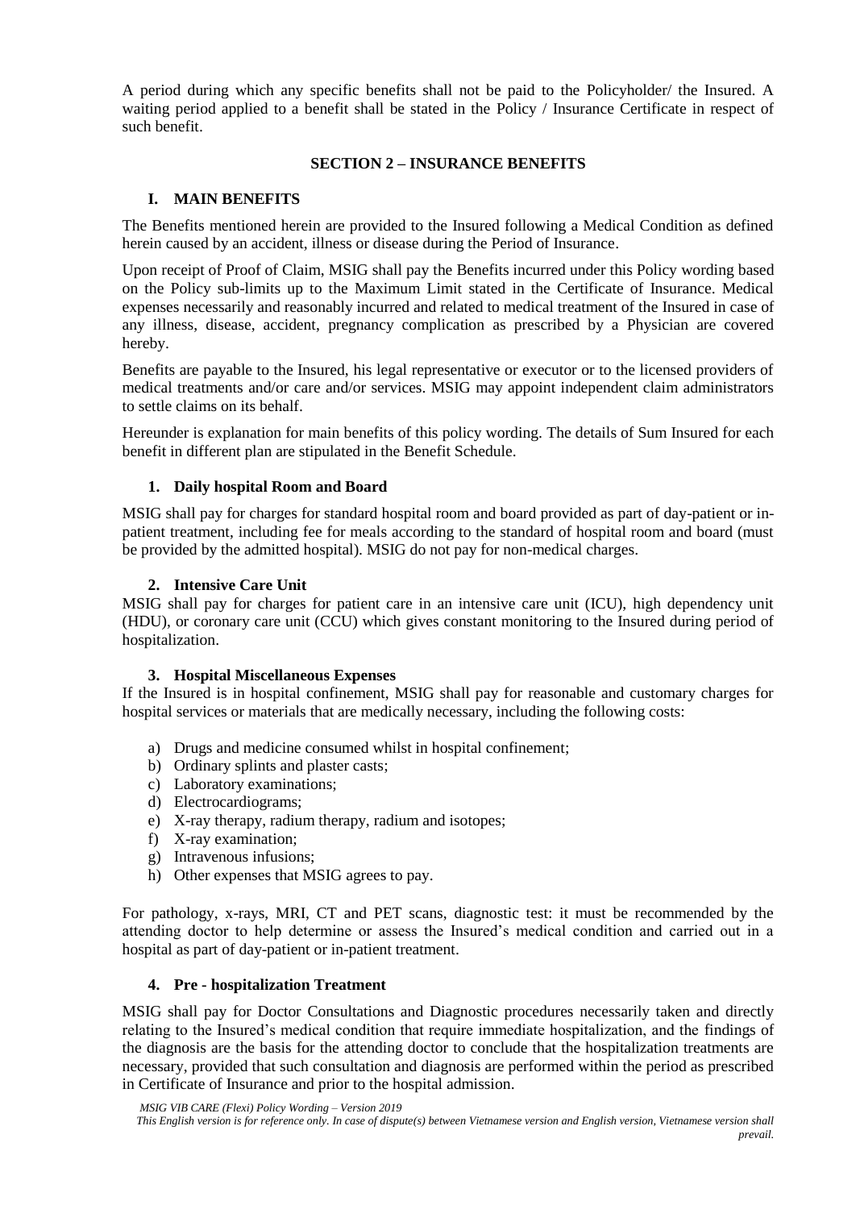A period during which any specific benefits shall not be paid to the Policyholder/ the Insured. A waiting period applied to a benefit shall be stated in the Policy / Insurance Certificate in respect of such benefit.

## SECTION 2 – INSURANCE BENEFITS

### I. MAIN BENEFITS

The Benefits mentioned herein are provided to the Insured following a Medical Condition as defined herein caused by an accident, illness or disease during the Period of Insurance.

Upon receipt of Proof of Claim, MSIG shall pay the Benefits incurred under this Policy wording based on the Policy sub-limits up to the Maximum Limit stated in the Certificate of Insurance. Medical expenses necessarily and reasonably incurred and related to medical treatment of the Insured in case of any illness, disease, accident, pregnancy complication as prescribed by a Physician are covered hereby.

Benefits are payable to the Insured, his legal representative or executor or to the licensed providers of medical treatments and/or care and/or services. MSIG may appoint independent claim administrators to settle claims on its behalf.

Hereunder is explanation for main benefits of this policy wording. The details of Sum Insured for each benefit in different plan are stipulated in the Benefit Schedule.

#### 1. Daily hospital Room and Board

MSIG shall pay for charges for standard hospital room and board provided as part of day-patient or in-patient treatment, including fee for meals according to the standard of hospital room and board (must be provided by the admitted hospital). MSIG do not pay for non-medical charges.

#### 2. Intensive Care Unit

MSIG shall pay for charges for patient care in an intensive care unit (ICU), high dependency unit (HDU), or coronary care unit (CCU) which gives constant monitoring to the Insured during period of hospitalization.

#### 3. Hospital Miscellaneous Expenses

If the Insured is in hospital confinement, MSIG shall pay for reasonable and customary charges for hospital services or materials that are medically necessary, including the following costs:

a) Drugs and medicine consumed whilst in hospital confinement;
b) Ordinary splints and plaster casts;
c) Laboratory examinations;
d) Electrocardiograms;
e) X-ray therapy, radium therapy, radium and isotopes;
f) X-ray examination;
g) Intravenous infusions;
h) Other expenses that MSIG agrees to pay.

For pathology, x-rays, MRI, CT and PET scans, diagnostic test: it must be recommended by the attending doctor to help determine or assess the Insured's medical condition and carried out in a hospital as part of day-patient or in-patient treatment.

#### 4. Pre - hospitalization Treatment

MSIG shall pay for Doctor Consultations and Diagnostic procedures necessarily taken and directly relating to the Insured's medical condition that require immediate hospitalization, and the findings of the diagnosis are the basis for the attending doctor to conclude that the hospitalization treatments are necessary, provided that such consultation and diagnosis are performed within the period as prescribed in Certificate of Insurance and prior to the hospital admission.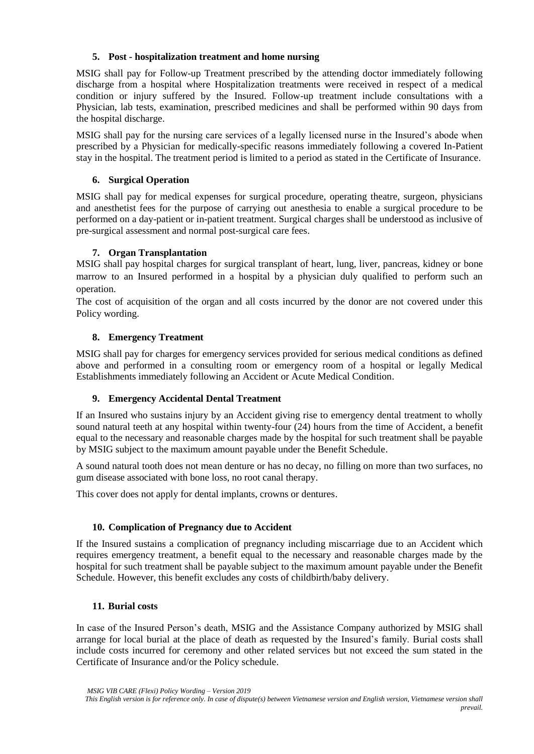### 5. Post - hospitalization treatment and home nursing

MSIG shall pay for Follow-up Treatment prescribed by the attending doctor immediately following discharge from a hospital where Hospitalization treatments were received in respect of a medical condition or injury suffered by the Insured. Follow-up treatment include consultations with a Physician, lab tests, examination, prescribed medicines and shall be performed within 90 days from the hospital discharge.

MSIG shall pay for the nursing care services of a legally licensed nurse in the Insured's abode when prescribed by a Physician for medically-specific reasons immediately following a covered In-Patient stay in the hospital. The treatment period is limited to a period as stated in the Certificate of Insurance.

### 6. Surgical Operation

MSIG shall pay for medical expenses for surgical procedure, operating theatre, surgeon, physicians and anesthetist fees for the purpose of carrying out anesthesia to enable a surgical procedure to be performed on a day-patient or in-patient treatment. Surgical charges shall be understood as inclusive of pre-surgical assessment and normal post-surgical care fees.

### 7. Organ Transplantation

MSIG shall pay hospital charges for surgical transplant of heart, lung, liver, pancreas, kidney or bone marrow to an Insured performed in a hospital by a physician duly qualified to perform such an operation.

The cost of acquisition of the organ and all costs incurred by the donor are not covered under this Policy wording.

### 8. Emergency Treatment

MSIG shall pay for charges for emergency services provided for serious medical conditions as defined above and performed in a consulting room or emergency room of a hospital or legally Medical Establishments immediately following an Accident or Acute Medical Condition.

### 9. Emergency Accidental Dental Treatment

If an Insured who sustains injury by an Accident giving rise to emergency dental treatment to wholly sound natural teeth at any hospital within twenty-four (24) hours from the time of Accident, a benefit equal to the necessary and reasonable charges made by the hospital for such treatment shall be payable by MSIG subject to the maximum amount payable under the Benefit Schedule.

A sound natural tooth does not mean denture or has no decay, no filling on more than two surfaces, no gum disease associated with bone loss, no root canal therapy.

This cover does not apply for dental implants, crowns or dentures.

### 10. Complication of Pregnancy due to Accident

If the Insured sustains a complication of pregnancy including miscarriage due to an Accident which requires emergency treatment, a benefit equal to the necessary and reasonable charges made by the hospital for such treatment shall be payable subject to the maximum amount payable under the Benefit Schedule. However, this benefit excludes any costs of childbirth/baby delivery.

### 11. Burial costs

In case of the Insured Person's death, MSIG and the Assistance Company authorized by MSIG shall arrange for local burial at the place of death as requested by the Insured's family. Burial costs shall include costs incurred for ceremony and other related services but not exceed the sum stated in the Certificate of Insurance and/or the Policy schedule.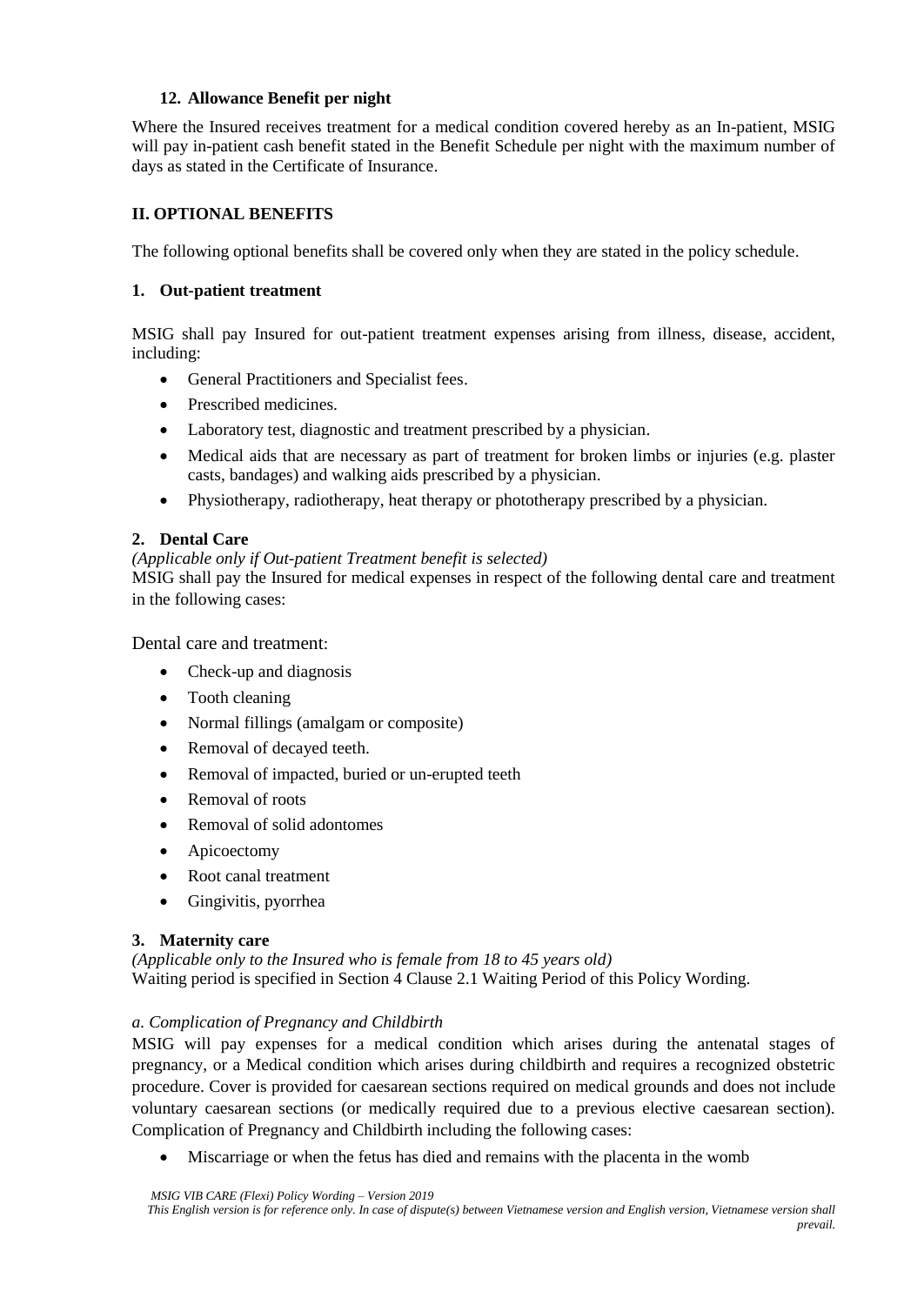### 12. Allowance Benefit per night

Where the Insured receives treatment for a medical condition covered hereby as an In-patient, MSIG will pay in-patient cash benefit stated in the Benefit Schedule per night with the maximum number of days as stated in the Certificate of Insurance.

## II. OPTIONAL BENEFITS

The following optional benefits shall be covered only when they are stated in the policy schedule.

### 1. Out-patient treatment

MSIG shall pay Insured for out-patient treatment expenses arising from illness, disease, accident, including:

- General Practitioners and Specialist fees.
- Prescribed medicines.
- Laboratory test, diagnostic and treatment prescribed by a physician.
- Medical aids that are necessary as part of treatment for broken limbs or injuries (e.g. plaster casts, bandages) and walking aids prescribed by a physician.
- Physiotherapy, radiotherapy, heat therapy or phototherapy prescribed by a physician.

### 2. Dental Care

*(Applicable only if Out-patient Treatment benefit is selected)*
MSIG shall pay the Insured for medical expenses in respect of the following dental care and treatment in the following cases:

Dental care and treatment:

- Check-up and diagnosis
- Tooth cleaning
- Normal fillings (amalgam or composite)
- Removal of decayed teeth.
- Removal of impacted, buried or un-erupted teeth
- Removal of roots
- Removal of solid adontomes
- Apicoectomy
- Root canal treatment
- Gingivitis, pyorrhea

### 3. Maternity care

*(Applicable only to the Insured who is female from 18 to 45 years old)*
Waiting period is specified in Section 4 Clause 2.1 Waiting Period of this Policy Wording.

*a. Complication of Pregnancy and Childbirth*

MSIG will pay expenses for a medical condition which arises during the antenatal stages of pregnancy, or a Medical condition which arises during childbirth and requires a recognized obstetric procedure. Cover is provided for caesarean sections required on medical grounds and does not include voluntary caesarean sections (or medically required due to a previous elective caesarean section). Complication of Pregnancy and Childbirth including the following cases:

- Miscarriage or when the fetus has died and remains with the placenta in the womb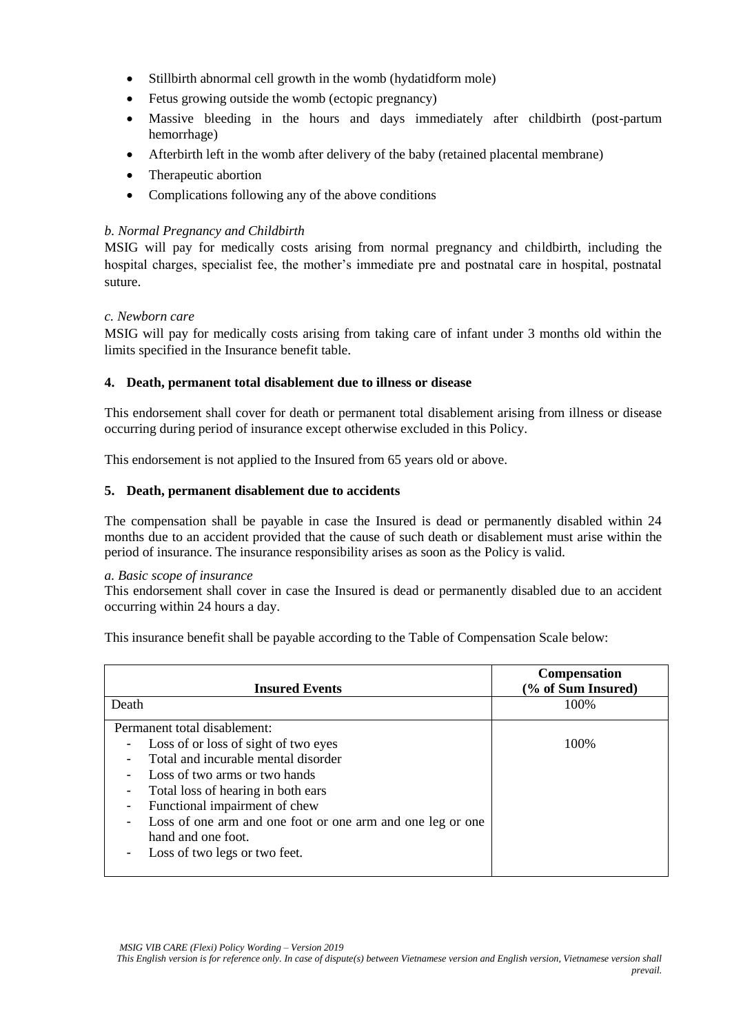- Stillbirth abnormal cell growth in the womb (hydatidform mole)
- Fetus growing outside the womb (ectopic pregnancy)
- Massive bleeding in the hours and days immediately after childbirth (post-partum hemorrhage)
- Afterbirth left in the womb after delivery of the baby (retained placental membrane)
- Therapeutic abortion
- Complications following any of the above conditions

*b. Normal Pregnancy and Childbirth*

MSIG will pay for medically costs arising from normal pregnancy and childbirth, including the hospital charges, specialist fee, the mother's immediate pre and postnatal care in hospital, postnatal suture.

*c. Newborn care*

MSIG will pay for medically costs arising from taking care of infant under 3 months old within the limits specified in the Insurance benefit table.

### 4. Death, permanent total disablement due to illness or disease

This endorsement shall cover for death or permanent total disablement arising from illness or disease occurring during period of insurance except otherwise excluded in this Policy.

This endorsement is not applied to the Insured from 65 years old or above.

### 5. Death, permanent disablement due to accidents

The compensation shall be payable in case the Insured is dead or permanently disabled within 24 months due to an accident provided that the cause of such death or disablement must arise within the period of insurance. The insurance responsibility arises as soon as the Policy is valid.

*a. Basic scope of insurance*

This endorsement shall cover in case the Insured is dead or permanently disabled due to an accident occurring within 24 hours a day.

This insurance benefit shall be payable according to the Table of Compensation Scale below:

| Insured Events | Compensation (% of Sum Insured) |
|---|---|
| Death | 100% |
| Permanent total disablement:<br>- Loss of or loss of sight of two eyes<br>- Total and incurable mental disorder<br>- Loss of two arms or two hands<br>- Total loss of hearing in both ears<br>- Functional impairment of chew<br>- Loss of one arm and one foot or one arm and one leg or one hand and one foot.<br>- Loss of two legs or two feet. | 100% |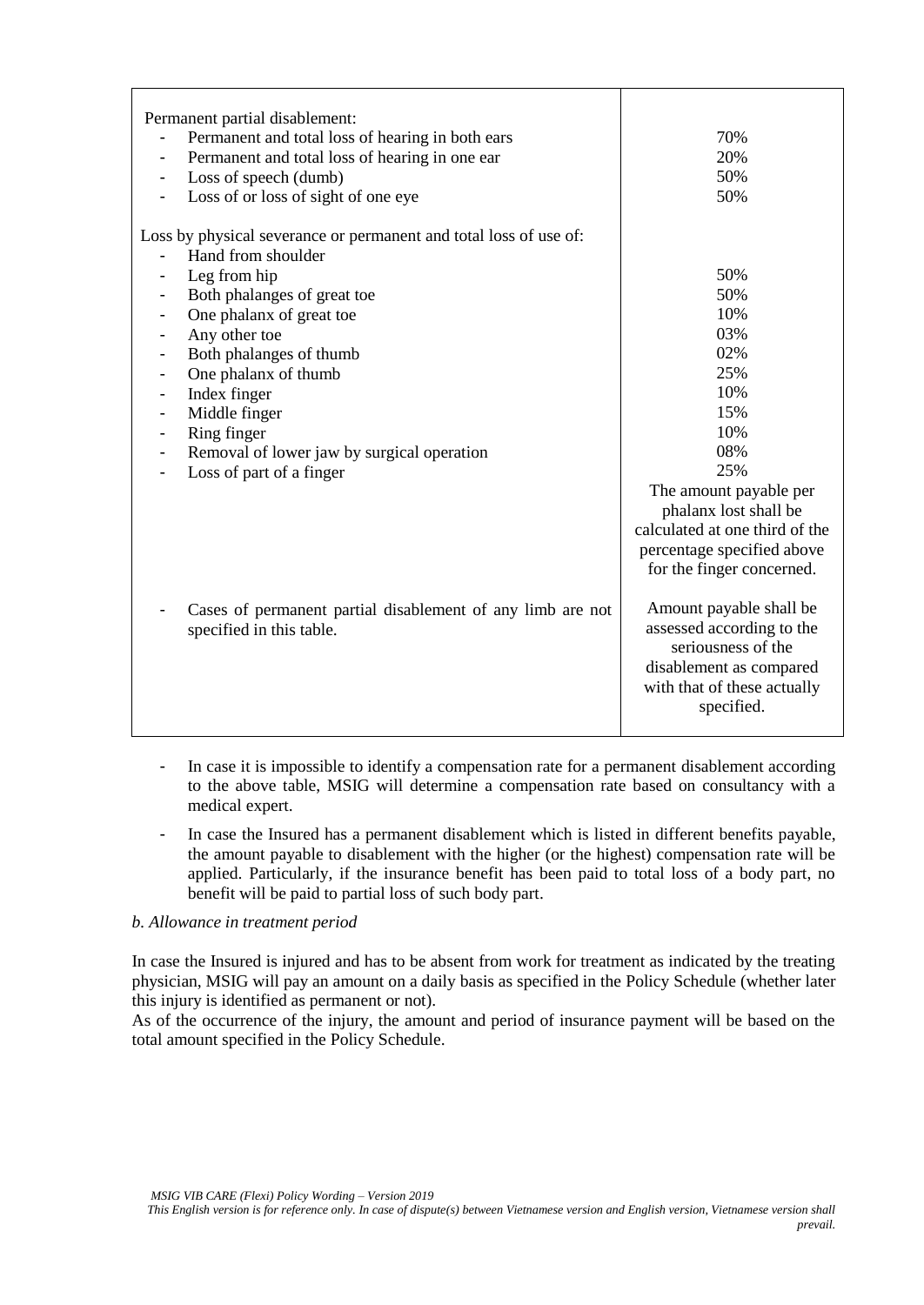| Permanent partial disablement: | |
|---|---|
| - Permanent and total loss of hearing in both ears | 70% |
| - Permanent and total loss of hearing in one ear | 20% |
| - Loss of speech (dumb) | 50% |
| - Loss of or loss of sight of one eye | 50% |
| Loss by physical severance or permanent and total loss of use of: | |
| - Hand from shoulder | |
| - Leg from hip | 50% |
| - Both phalanges of great toe | 50% |
| - One phalanx of great toe | 10% |
| - Any other toe | 03% |
| - Both phalanges of thumb | 02% |
| - One phalanx of thumb | 25% |
| - Index finger | 10% |
| - Middle finger | 15% |
| - Ring finger | 10% |
| - Removal of lower jaw by surgical operation | 08% |
| - Loss of part of a finger | 25% |
| | The amount payable per phalanx lost shall be calculated at one third of the percentage specified above for the finger concerned. |
| - Cases of permanent partial disablement of any limb are not specified in this table. | Amount payable shall be assessed according to the seriousness of the disablement as compared with that of these actually specified. |

- In case it is impossible to identify a compensation rate for a permanent disablement according to the above table, MSIG will determine a compensation rate based on consultancy with a medical expert.
- In case the Insured has a permanent disablement which is listed in different benefits payable, the amount payable to disablement with the higher (or the highest) compensation rate will be applied. Particularly, if the insurance benefit has been paid to total loss of a body part, no benefit will be paid to partial loss of such body part.

*b. Allowance in treatment period*

In case the Insured is injured and has to be absent from work for treatment as indicated by the treating physician, MSIG will pay an amount on a daily basis as specified in the Policy Schedule (whether later this injury is identified as permanent or not).

As of the occurrence of the injury, the amount and period of insurance payment will be based on the total amount specified in the Policy Schedule.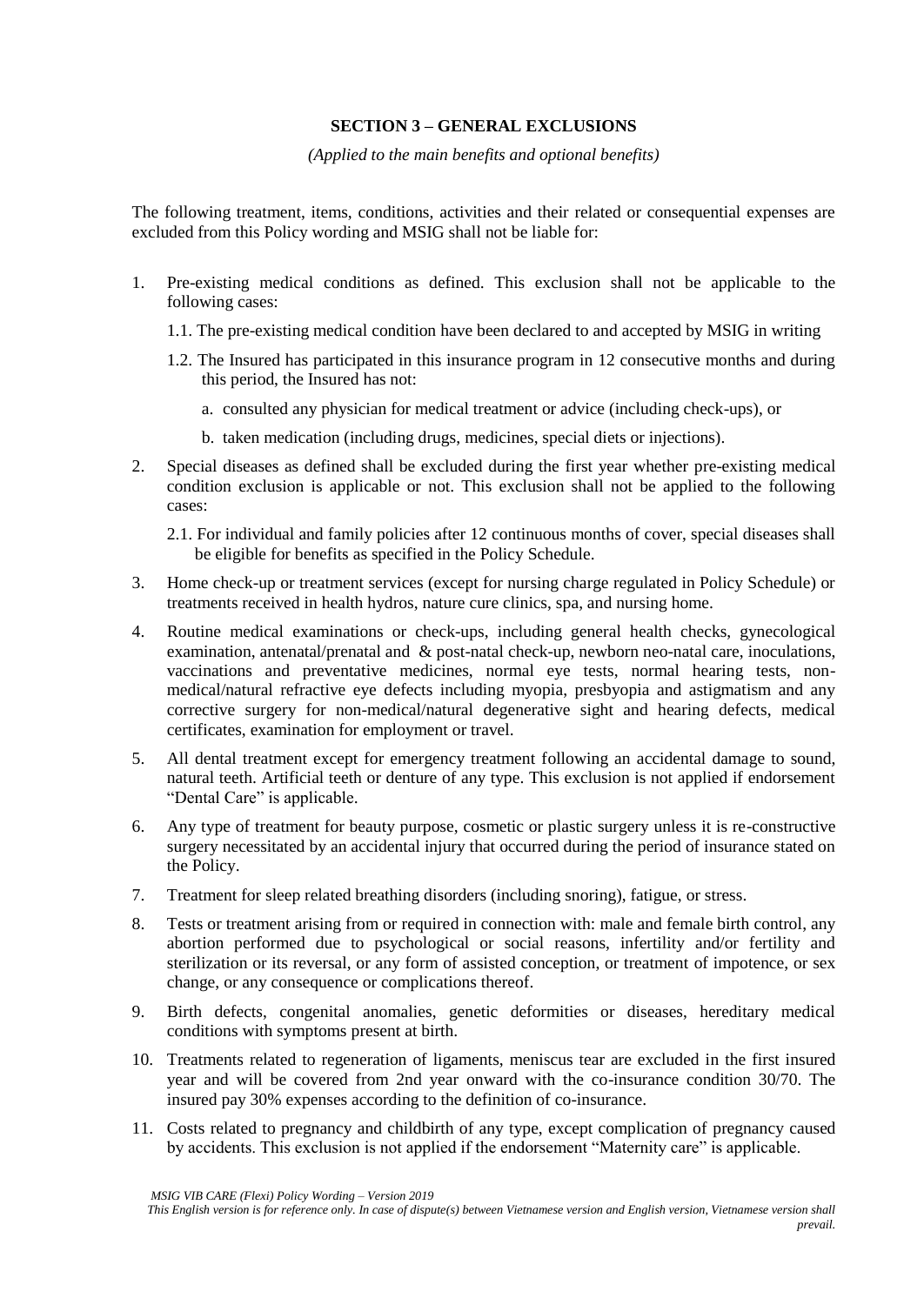## SECTION 3 – GENERAL EXCLUSIONS

*(Applied to the main benefits and optional benefits)*

The following treatment, items, conditions, activities and their related or consequential expenses are excluded from this Policy wording and MSIG shall not be liable for:

1. Pre-existing medical conditions as defined. This exclusion shall not be applicable to the following cases:

   1.1. The pre-existing medical condition have been declared to and accepted by MSIG in writing

   1.2. The Insured has participated in this insurance program in 12 consecutive months and during this period, the Insured has not:

      a. consulted any physician for medical treatment or advice (including check-ups), or

      b. taken medication (including drugs, medicines, special diets or injections).

2. Special diseases as defined shall be excluded during the first year whether pre-existing medical condition exclusion is applicable or not. This exclusion shall not be applied to the following cases:

   2.1. For individual and family policies after 12 continuous months of cover, special diseases shall be eligible for benefits as specified in the Policy Schedule.

3. Home check-up or treatment services (except for nursing charge regulated in Policy Schedule) or treatments received in health hydros, nature cure clinics, spa, and nursing home.

4. Routine medical examinations or check-ups, including general health checks, gynecological examination, antenatal/prenatal and & post-natal check-up, newborn neo-natal care, inoculations, vaccinations and preventative medicines, normal eye tests, normal hearing tests, non-medical/natural refractive eye defects including myopia, presbyopia and astigmatism and any corrective surgery for non-medical/natural degenerative sight and hearing defects, medical certificates, examination for employment or travel.

5. All dental treatment except for emergency treatment following an accidental damage to sound, natural teeth. Artificial teeth or denture of any type. This exclusion is not applied if endorsement "Dental Care" is applicable.

6. Any type of treatment for beauty purpose, cosmetic or plastic surgery unless it is re-constructive surgery necessitated by an accidental injury that occurred during the period of insurance stated on the Policy.

7. Treatment for sleep related breathing disorders (including snoring), fatigue, or stress.

8. Tests or treatment arising from or required in connection with: male and female birth control, any abortion performed due to psychological or social reasons, infertility and/or fertility and sterilization or its reversal, or any form of assisted conception, or treatment of impotence, or sex change, or any consequence or complications thereof.

9. Birth defects, congenital anomalies, genetic deformities or diseases, hereditary medical conditions with symptoms present at birth.

10. Treatments related to regeneration of ligaments, meniscus tear are excluded in the first insured year and will be covered from 2nd year onward with the co-insurance condition 30/70. The insured pay 30% expenses according to the definition of co-insurance.

11. Costs related to pregnancy and childbirth of any type, except complication of pregnancy caused by accidents. This exclusion is not applied if the endorsement "Maternity care" is applicable.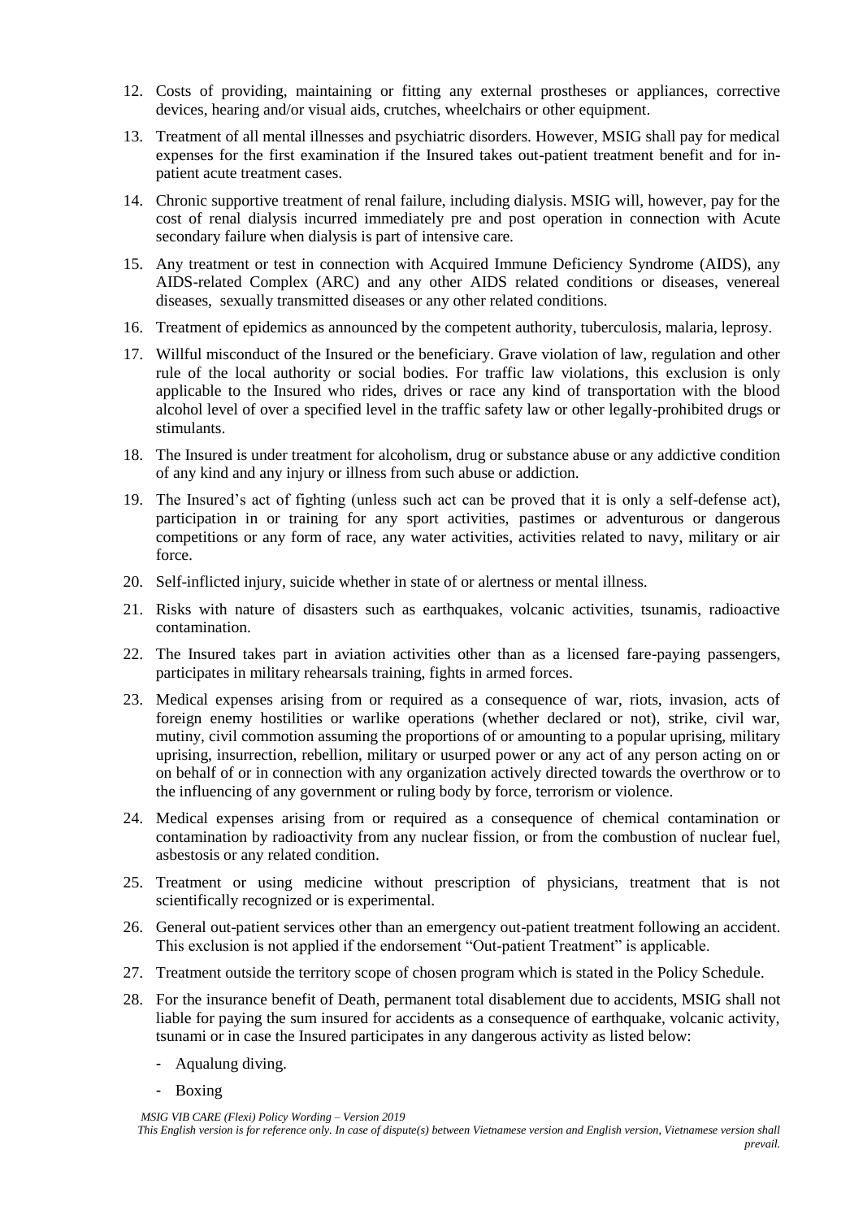12. Costs of providing, maintaining or fitting any external prostheses or appliances, corrective devices, hearing and/or visual aids, crutches, wheelchairs or other equipment.

13. Treatment of all mental illnesses and psychiatric disorders. However, MSIG shall pay for medical expenses for the first examination if the Insured takes out-patient treatment benefit and for in-patient acute treatment cases.

14. Chronic supportive treatment of renal failure, including dialysis. MSIG will, however, pay for the cost of renal dialysis incurred immediately pre and post operation in connection with Acute secondary failure when dialysis is part of intensive care.

15. Any treatment or test in connection with Acquired Immune Deficiency Syndrome (AIDS), any AIDS-related Complex (ARC) and any other AIDS related conditions or diseases, venereal diseases, sexually transmitted diseases or any other related conditions.

16. Treatment of epidemics as announced by the competent authority, tuberculosis, malaria, leprosy.

17. Willful misconduct of the Insured or the beneficiary. Grave violation of law, regulation and other rule of the local authority or social bodies. For traffic law violations, this exclusion is only applicable to the Insured who rides, drives or race any kind of transportation with the blood alcohol level of over a specified level in the traffic safety law or other legally-prohibited drugs or stimulants.

18. The Insured is under treatment for alcoholism, drug or substance abuse or any addictive condition of any kind and any injury or illness from such abuse or addiction.

19. The Insured's act of fighting (unless such act can be proved that it is only a self-defense act), participation in or training for any sport activities, pastimes or adventurous or dangerous competitions or any form of race, any water activities, activities related to navy, military or air force.

20. Self-inflicted injury, suicide whether in state of or alertness or mental illness.

21. Risks with nature of disasters such as earthquakes, volcanic activities, tsunamis, radioactive contamination.

22. The Insured takes part in aviation activities other than as a licensed fare-paying passengers, participates in military rehearsals training, fights in armed forces.

23. Medical expenses arising from or required as a consequence of war, riots, invasion, acts of foreign enemy hostilities or warlike operations (whether declared or not), strike, civil war, mutiny, civil commotion assuming the proportions of or amounting to a popular uprising, military uprising, insurrection, rebellion, military or usurped power or any act of any person acting on or on behalf of or in connection with any organization actively directed towards the overthrow or to the influencing of any government or ruling body by force, terrorism or violence.

24. Medical expenses arising from or required as a consequence of chemical contamination or contamination by radioactivity from any nuclear fission, or from the combustion of nuclear fuel, asbestosis or any related condition.

25. Treatment or using medicine without prescription of physicians, treatment that is not scientifically recognized or is experimental.

26. General out-patient services other than an emergency out-patient treatment following an accident. This exclusion is not applied if the endorsement "Out-patient Treatment" is applicable.

27. Treatment outside the territory scope of chosen program which is stated in the Policy Schedule.

28. For the insurance benefit of Death, permanent total disablement due to accidents, MSIG shall not liable for paying the sum insured for accidents as a consequence of earthquake, volcanic activity, tsunami or in case the Insured participates in any dangerous activity as listed below:

    - Aqualung diving.
    - Boxing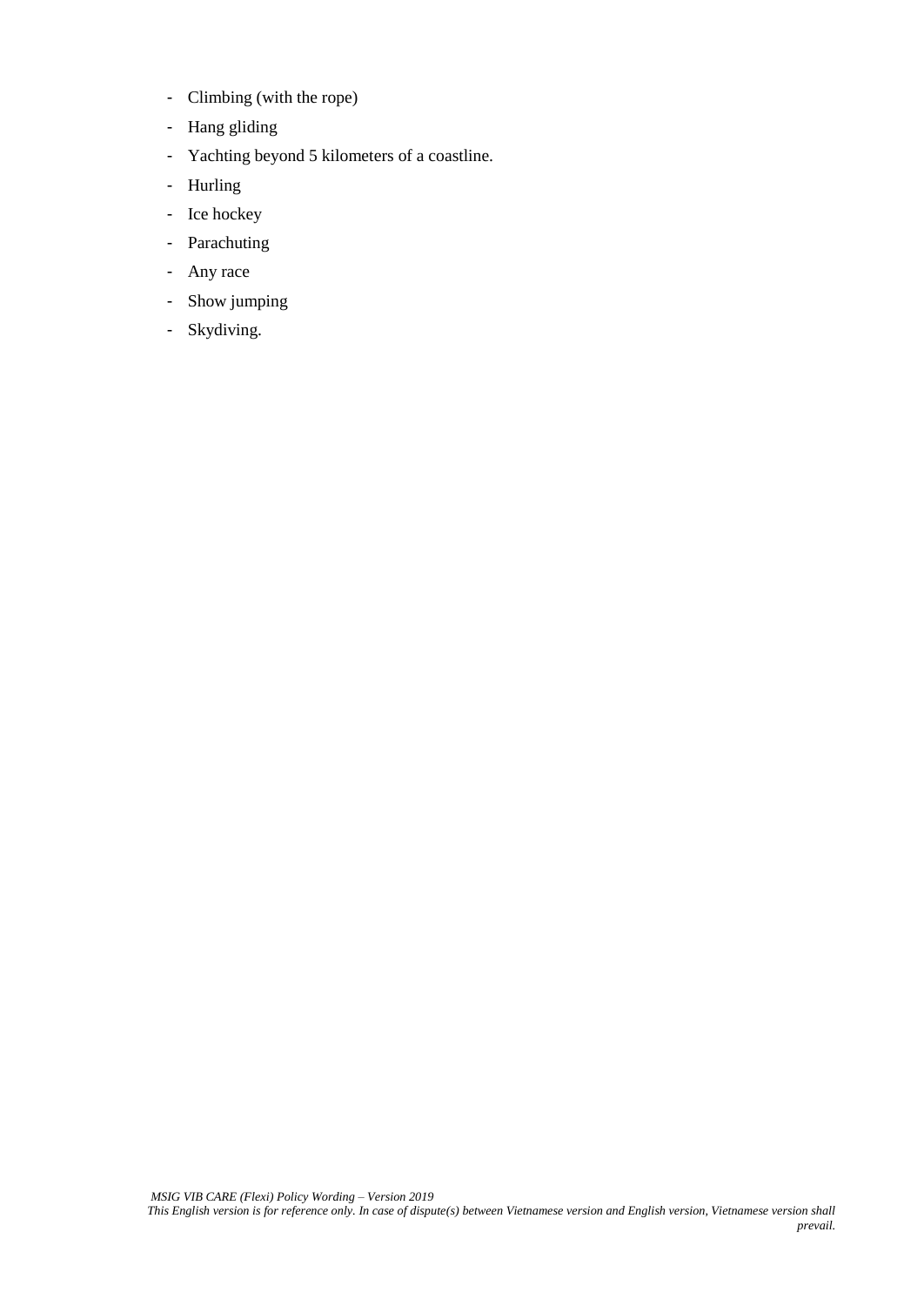- Climbing (with the rope)
- Hang gliding
- Yachting beyond 5 kilometers of a coastline.
- Hurling
- Ice hockey
- Parachuting
- Any race
- Show jumping
- Skydiving.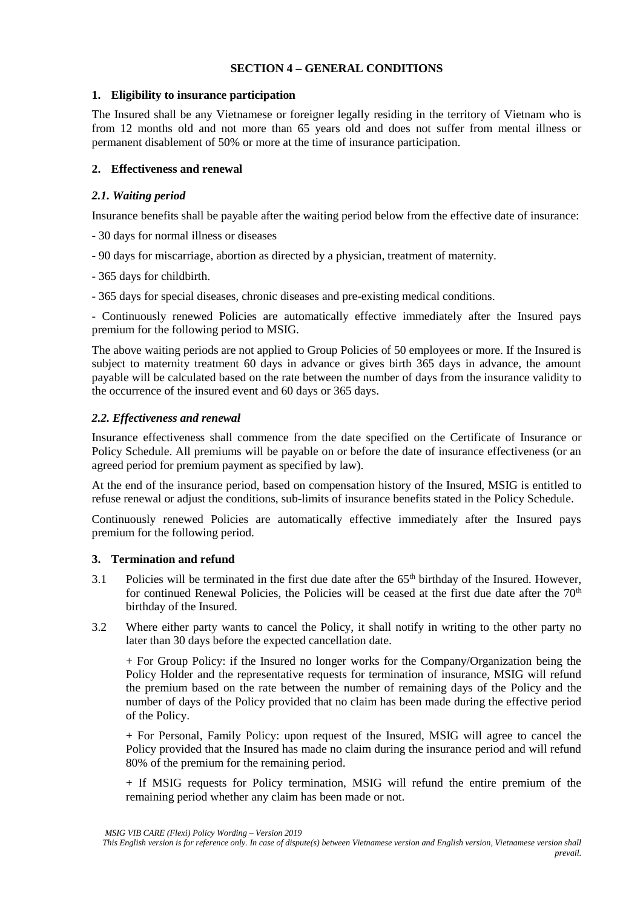## SECTION 4 – GENERAL CONDITIONS

### 1. Eligibility to insurance participation

The Insured shall be any Vietnamese or foreigner legally residing in the territory of Vietnam who is from 12 months old and not more than 65 years old and does not suffer from mental illness or permanent disablement of 50% or more at the time of insurance participation.

### 2. Effectiveness and renewal

#### *2.1. Waiting period*

Insurance benefits shall be payable after the waiting period below from the effective date of insurance:

- 30 days for normal illness or diseases
- 90 days for miscarriage, abortion as directed by a physician, treatment of maternity.
- 365 days for childbirth.
- 365 days for special diseases, chronic diseases and pre-existing medical conditions.
- Continuously renewed Policies are automatically effective immediately after the Insured pays premium for the following period to MSIG.

The above waiting periods are not applied to Group Policies of 50 employees or more. If the Insured is subject to maternity treatment 60 days in advance or gives birth 365 days in advance, the amount payable will be calculated based on the rate between the number of days from the insurance validity to the occurrence of the insured event and 60 days or 365 days.

#### *2.2. Effectiveness and renewal*

Insurance effectiveness shall commence from the date specified on the Certificate of Insurance or Policy Schedule. All premiums will be payable on or before the date of insurance effectiveness (or an agreed period for premium payment as specified by law).

At the end of the insurance period, based on compensation history of the Insured, MSIG is entitled to refuse renewal or adjust the conditions, sub-limits of insurance benefits stated in the Policy Schedule.

Continuously renewed Policies are automatically effective immediately after the Insured pays premium for the following period.

### 3. Termination and refund

3.1 Policies will be terminated in the first due date after the 65th birthday of the Insured. However, for continued Renewal Policies, the Policies will be ceased at the first due date after the 70th birthday of the Insured.

3.2 Where either party wants to cancel the Policy, it shall notify in writing to the other party no later than 30 days before the expected cancellation date.

+ For Group Policy: if the Insured no longer works for the Company/Organization being the Policy Holder and the representative requests for termination of insurance, MSIG will refund the premium based on the rate between the number of remaining days of the Policy and the number of days of the Policy provided that no claim has been made during the effective period of the Policy.

+ For Personal, Family Policy: upon request of the Insured, MSIG will agree to cancel the Policy provided that the Insured has made no claim during the insurance period and will refund 80% of the premium for the remaining period.

+ If MSIG requests for Policy termination, MSIG will refund the entire premium of the remaining period whether any claim has been made or not.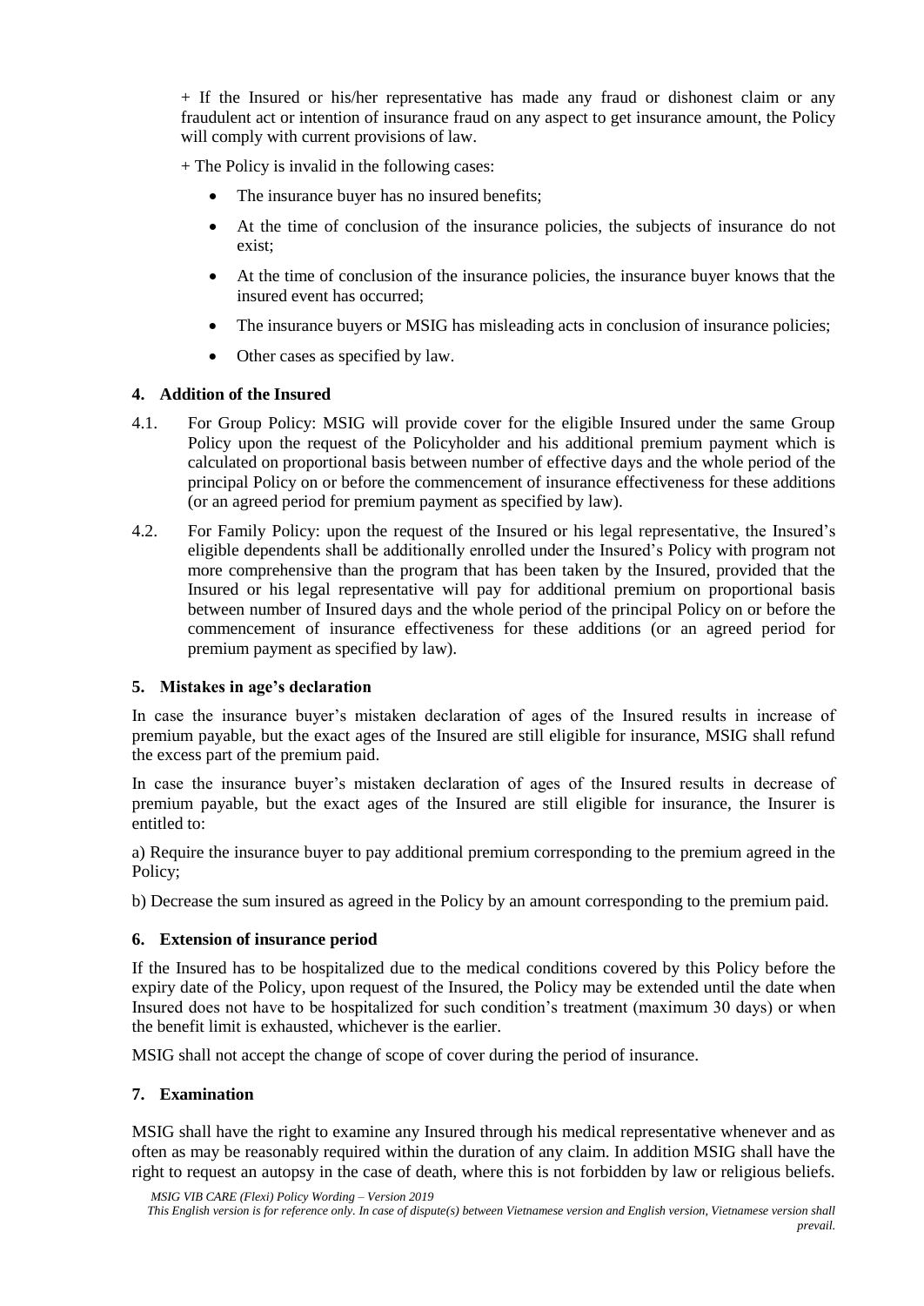+ If the Insured or his/her representative has made any fraud or dishonest claim or any fraudulent act or intention of insurance fraud on any aspect to get insurance amount, the Policy will comply with current provisions of law.

+ The Policy is invalid in the following cases:

- The insurance buyer has no insured benefits;
- At the time of conclusion of the insurance policies, the subjects of insurance do not exist;
- At the time of conclusion of the insurance policies, the insurance buyer knows that the insured event has occurred;
- The insurance buyers or MSIG has misleading acts in conclusion of insurance policies;
- Other cases as specified by law.

### 4. Addition of the Insured

4.1. For Group Policy: MSIG will provide cover for the eligible Insured under the same Group Policy upon the request of the Policyholder and his additional premium payment which is calculated on proportional basis between number of effective days and the whole period of the principal Policy on or before the commencement of insurance effectiveness for these additions (or an agreed period for premium payment as specified by law).

4.2. For Family Policy: upon the request of the Insured or his legal representative, the Insured's eligible dependents shall be additionally enrolled under the Insured's Policy with program not more comprehensive than the program that has been taken by the Insured, provided that the Insured or his legal representative will pay for additional premium on proportional basis between number of Insured days and the whole period of the principal Policy on or before the commencement of insurance effectiveness for these additions (or an agreed period for premium payment as specified by law).

### 5. Mistakes in age's declaration

In case the insurance buyer's mistaken declaration of ages of the Insured results in increase of premium payable, but the exact ages of the Insured are still eligible for insurance, MSIG shall refund the excess part of the premium paid.

In case the insurance buyer's mistaken declaration of ages of the Insured results in decrease of premium payable, but the exact ages of the Insured are still eligible for insurance, the Insurer is entitled to:

a) Require the insurance buyer to pay additional premium corresponding to the premium agreed in the Policy;

b) Decrease the sum insured as agreed in the Policy by an amount corresponding to the premium paid.

### 6. Extension of insurance period

If the Insured has to be hospitalized due to the medical conditions covered by this Policy before the expiry date of the Policy, upon request of the Insured, the Policy may be extended until the date when Insured does not have to be hospitalized for such condition's treatment (maximum 30 days) or when the benefit limit is exhausted, whichever is the earlier.

MSIG shall not accept the change of scope of cover during the period of insurance.

### 7. Examination

MSIG shall have the right to examine any Insured through his medical representative whenever and as often as may be reasonably required within the duration of any claim. In addition MSIG shall have the right to request an autopsy in the case of death, where this is not forbidden by law or religious beliefs.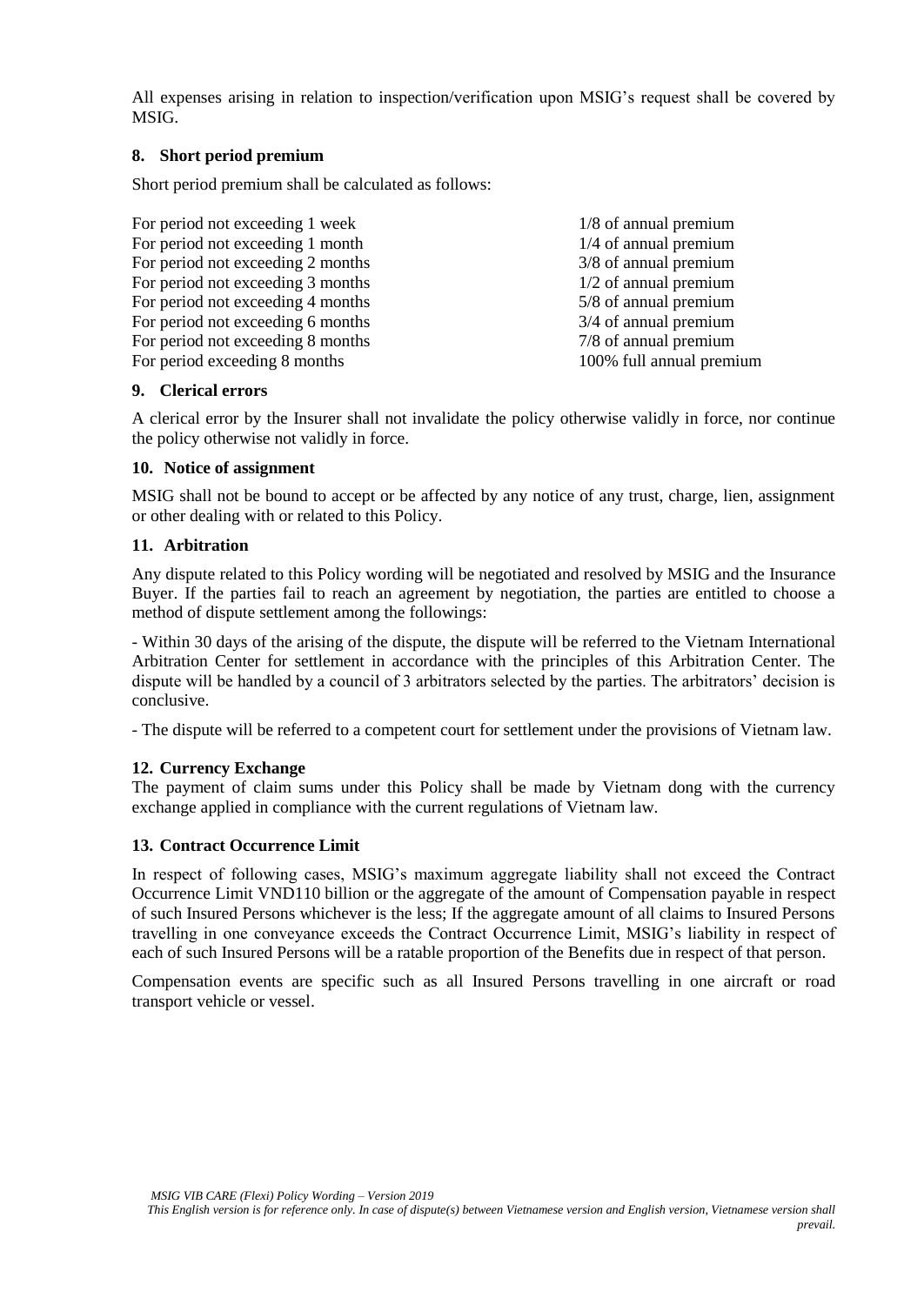All expenses arising in relation to inspection/verification upon MSIG's request shall be covered by MSIG.

## 8. Short period premium

Short period premium shall be calculated as follows:

| | |
|---|---|
| For period not exceeding 1 week | 1/8 of annual premium |
| For period not exceeding 1 month | 1/4 of annual premium |
| For period not exceeding 2 months | 3/8 of annual premium |
| For period not exceeding 3 months | 1/2 of annual premium |
| For period not exceeding 4 months | 5/8 of annual premium |
| For period not exceeding 6 months | 3/4 of annual premium |
| For period not exceeding 8 months | 7/8 of annual premium |
| For period exceeding 8 months | 100% full annual premium |

## 9. Clerical errors

A clerical error by the Insurer shall not invalidate the policy otherwise validly in force, nor continue the policy otherwise not validly in force.

## 10. Notice of assignment

MSIG shall not be bound to accept or be affected by any notice of any trust, charge, lien, assignment or other dealing with or related to this Policy.

## 11. Arbitration

Any dispute related to this Policy wording will be negotiated and resolved by MSIG and the Insurance Buyer. If the parties fail to reach an agreement by negotiation, the parties are entitled to choose a method of dispute settlement among the followings:

- Within 30 days of the arising of the dispute, the dispute will be referred to the Vietnam International Arbitration Center for settlement in accordance with the principles of this Arbitration Center. The dispute will be handled by a council of 3 arbitrators selected by the parties. The arbitrators' decision is conclusive.

- The dispute will be referred to a competent court for settlement under the provisions of Vietnam law.

## 12. Currency Exchange

The payment of claim sums under this Policy shall be made by Vietnam dong with the currency exchange applied in compliance with the current regulations of Vietnam law.

## 13. Contract Occurrence Limit

In respect of following cases, MSIG's maximum aggregate liability shall not exceed the Contract Occurrence Limit VND110 billion or the aggregate of the amount of Compensation payable in respect of such Insured Persons whichever is the less; If the aggregate amount of all claims to Insured Persons travelling in one conveyance exceeds the Contract Occurrence Limit, MSIG's liability in respect of each of such Insured Persons will be a ratable proportion of the Benefits due in respect of that person.

Compensation events are specific such as all Insured Persons travelling in one aircraft or road transport vehicle or vessel.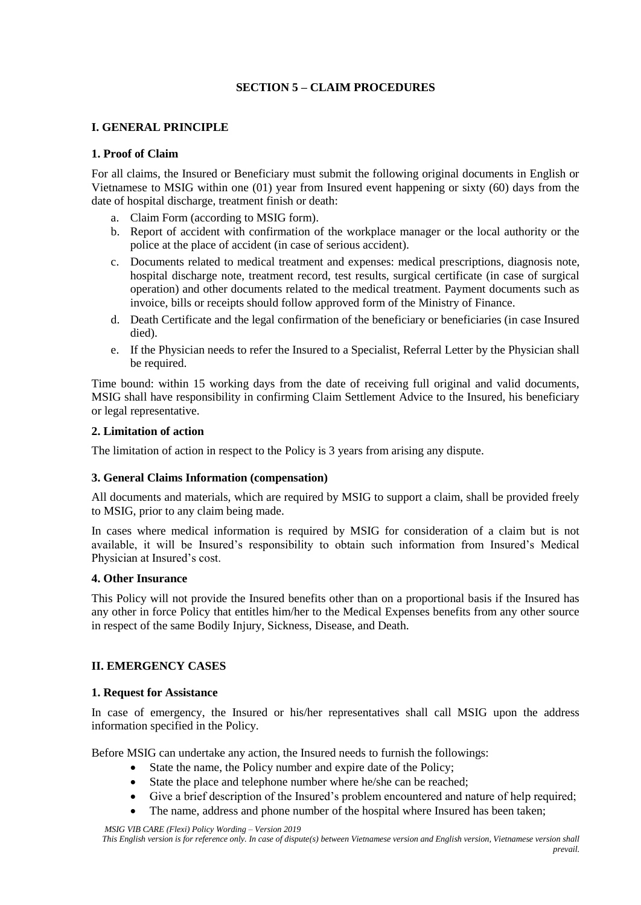## SECTION 5 – CLAIM PROCEDURES

### I. GENERAL PRINCIPLE

#### 1. Proof of Claim

For all claims, the Insured or Beneficiary must submit the following original documents in English or Vietnamese to MSIG within one (01) year from Insured event happening or sixty (60) days from the date of hospital discharge, treatment finish or death:

a. Claim Form (according to MSIG form).
b. Report of accident with confirmation of the workplace manager or the local authority or the police at the place of accident (in case of serious accident).
c. Documents related to medical treatment and expenses: medical prescriptions, diagnosis note, hospital discharge note, treatment record, test results, surgical certificate (in case of surgical operation) and other documents related to the medical treatment. Payment documents such as invoice, bills or receipts should follow approved form of the Ministry of Finance.
d. Death Certificate and the legal confirmation of the beneficiary or beneficiaries (in case Insured died).
e. If the Physician needs to refer the Insured to a Specialist, Referral Letter by the Physician shall be required.

Time bound: within 15 working days from the date of receiving full original and valid documents, MSIG shall have responsibility in confirming Claim Settlement Advice to the Insured, his beneficiary or legal representative.

#### 2. Limitation of action

The limitation of action in respect to the Policy is 3 years from arising any dispute.

#### 3. General Claims Information (compensation)

All documents and materials, which are required by MSIG to support a claim, shall be provided freely to MSIG, prior to any claim being made.

In cases where medical information is required by MSIG for consideration of a claim but is not available, it will be Insured's responsibility to obtain such information from Insured's Medical Physician at Insured's cost.

#### 4. Other Insurance

This Policy will not provide the Insured benefits other than on a proportional basis if the Insured has any other in force Policy that entitles him/her to the Medical Expenses benefits from any other source in respect of the same Bodily Injury, Sickness, Disease, and Death.

### II. EMERGENCY CASES

#### 1. Request for Assistance

In case of emergency, the Insured or his/her representatives shall call MSIG upon the address information specified in the Policy.

Before MSIG can undertake any action, the Insured needs to furnish the followings:

- State the name, the Policy number and expire date of the Policy;
- State the place and telephone number where he/she can be reached;
- Give a brief description of the Insured's problem encountered and nature of help required;
- The name, address and phone number of the hospital where Insured has been taken;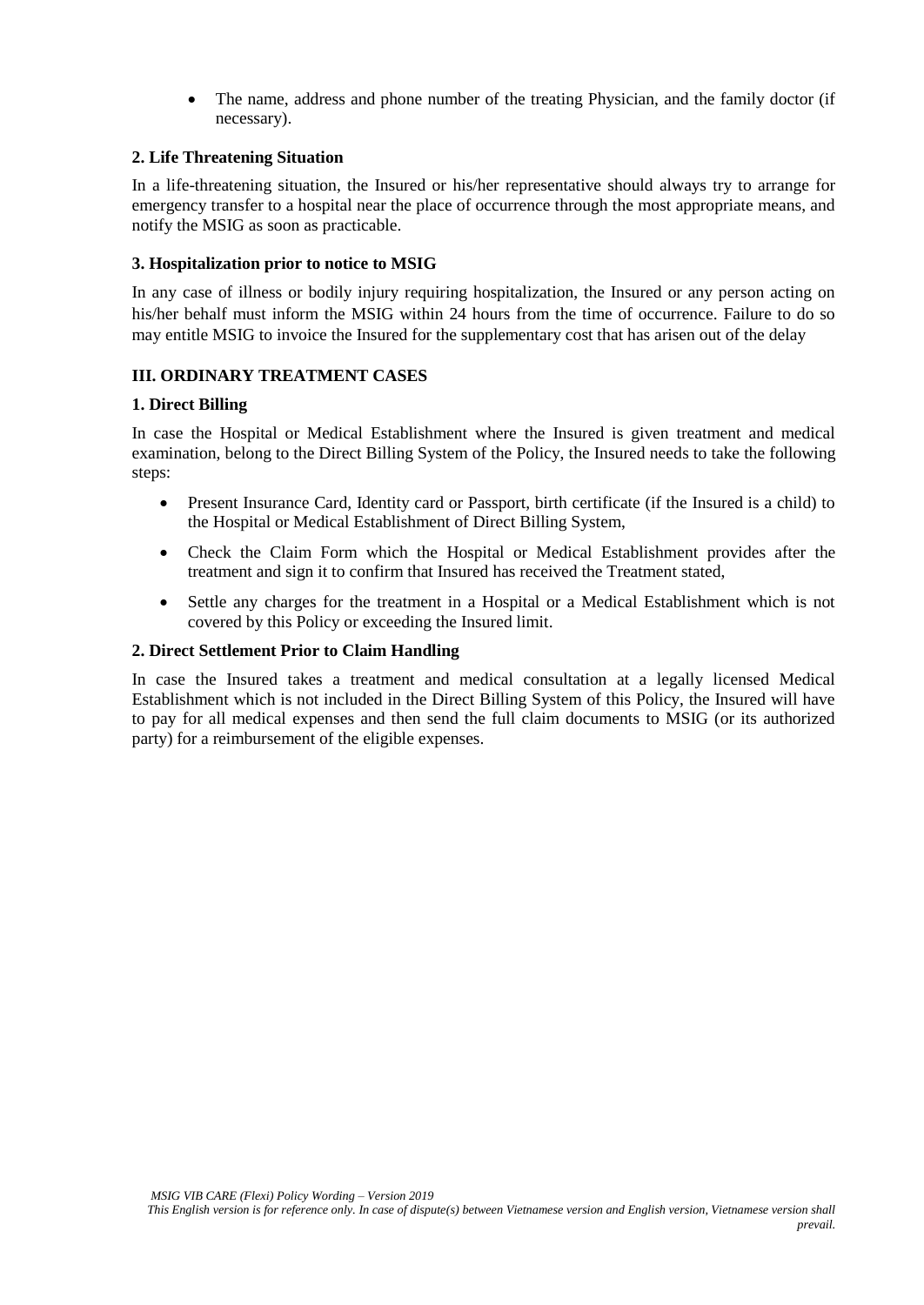- The name, address and phone number of the treating Physician, and the family doctor (if necessary).

### 2. Life Threatening Situation

In a life-threatening situation, the Insured or his/her representative should always try to arrange for emergency transfer to a hospital near the place of occurrence through the most appropriate means, and notify the MSIG as soon as practicable.

### 3. Hospitalization prior to notice to MSIG

In any case of illness or bodily injury requiring hospitalization, the Insured or any person acting on his/her behalf must inform the MSIG within 24 hours from the time of occurrence. Failure to do so may entitle MSIG to invoice the Insured for the supplementary cost that has arisen out of the delay

## III. ORDINARY TREATMENT CASES

### 1. Direct Billing

In case the Hospital or Medical Establishment where the Insured is given treatment and medical examination, belong to the Direct Billing System of the Policy, the Insured needs to take the following steps:

- Present Insurance Card, Identity card or Passport, birth certificate (if the Insured is a child) to the Hospital or Medical Establishment of Direct Billing System,
- Check the Claim Form which the Hospital or Medical Establishment provides after the treatment and sign it to confirm that Insured has received the Treatment stated,
- Settle any charges for the treatment in a Hospital or a Medical Establishment which is not covered by this Policy or exceeding the Insured limit.

### 2. Direct Settlement Prior to Claim Handling

In case the Insured takes a treatment and medical consultation at a legally licensed Medical Establishment which is not included in the Direct Billing System of this Policy, the Insured will have to pay for all medical expenses and then send the full claim documents to MSIG (or its authorized party) for a reimbursement of the eligible expenses.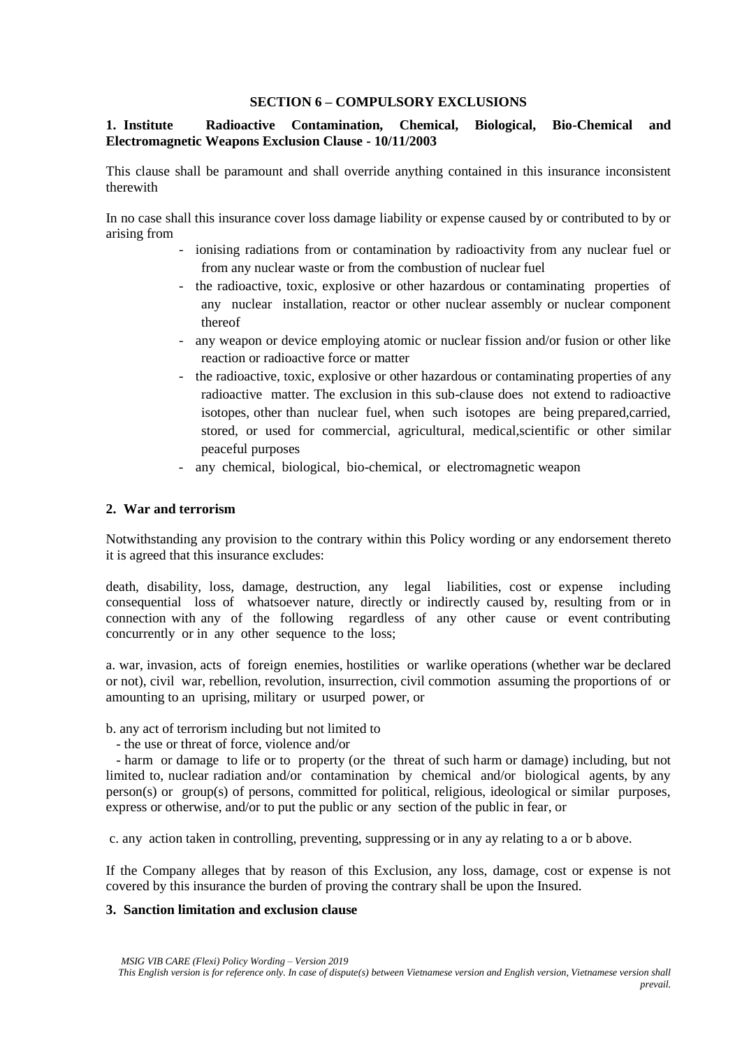## SECTION 6 – COMPULSORY EXCLUSIONS

### 1. Institute Radioactive Contamination, Chemical, Biological, Bio-Chemical and Electromagnetic Weapons Exclusion Clause - 10/11/2003

This clause shall be paramount and shall override anything contained in this insurance inconsistent therewith

In no case shall this insurance cover loss damage liability or expense caused by or contributed to by or arising from

- ionising radiations from or contamination by radioactivity from any nuclear fuel or from any nuclear waste or from the combustion of nuclear fuel
- the radioactive, toxic, explosive or other hazardous or contaminating properties of any nuclear installation, reactor or other nuclear assembly or nuclear component thereof
- any weapon or device employing atomic or nuclear fission and/or fusion or other like reaction or radioactive force or matter
- the radioactive, toxic, explosive or other hazardous or contaminating properties of any radioactive matter. The exclusion in this sub-clause does not extend to radioactive isotopes, other than nuclear fuel, when such isotopes are being prepared,carried, stored, or used for commercial, agricultural, medical,scientific or other similar peaceful purposes
- any chemical, biological, bio-chemical, or electromagnetic weapon

### 2. War and terrorism

Notwithstanding any provision to the contrary within this Policy wording or any endorsement thereto it is agreed that this insurance excludes:

death, disability, loss, damage, destruction, any legal liabilities, cost or expense including consequential loss of whatsoever nature, directly or indirectly caused by, resulting from or in connection with any of the following regardless of any other cause or event contributing concurrently or in any other sequence to the loss;

a. war, invasion, acts of foreign enemies, hostilities or warlike operations (whether war be declared or not), civil war, rebellion, revolution, insurrection, civil commotion assuming the proportions of or amounting to an uprising, military or usurped power, or

b. any act of terrorism including but not limited to

- the use or threat of force, violence and/or
- harm or damage to life or to property (or the threat of such harm or damage) including, but not limited to, nuclear radiation and/or contamination by chemical and/or biological agents, by any person(s) or group(s) of persons, committed for political, religious, ideological or similar purposes, express or otherwise, and/or to put the public or any section of the public in fear, or

c. any action taken in controlling, preventing, suppressing or in any ay relating to a or b above.

If the Company alleges that by reason of this Exclusion, any loss, damage, cost or expense is not covered by this insurance the burden of proving the contrary shall be upon the Insured.

### 3. Sanction limitation and exclusion clause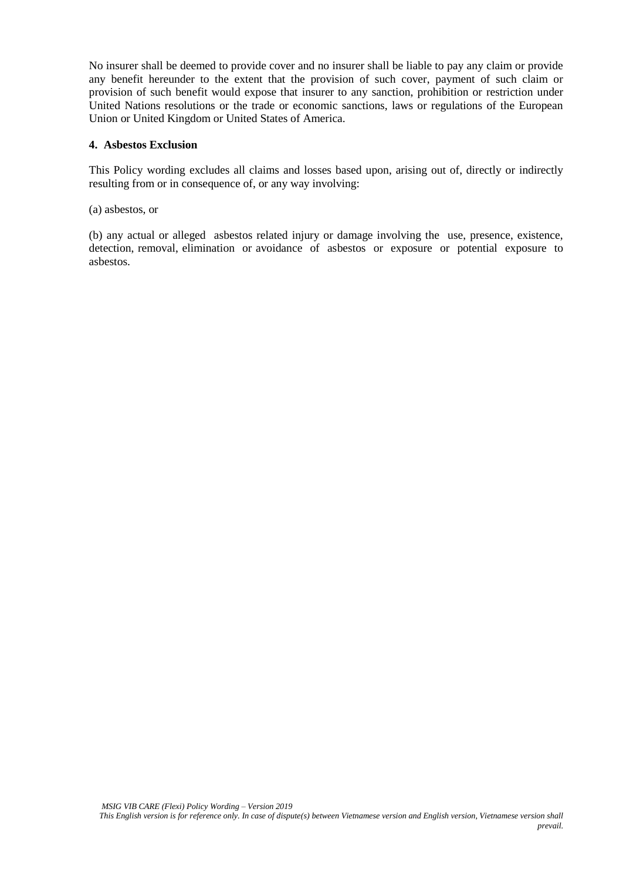No insurer shall be deemed to provide cover and no insurer shall be liable to pay any claim or provide any benefit hereunder to the extent that the provision of such cover, payment of such claim or provision of such benefit would expose that insurer to any sanction, prohibition or restriction under United Nations resolutions or the trade or economic sanctions, laws or regulations of the European Union or United Kingdom or United States of America.

**4. Asbestos Exclusion**

This Policy wording excludes all claims and losses based upon, arising out of, directly or indirectly resulting from or in consequence of, or any way involving:

(a) asbestos, or

(b) any actual or alleged asbestos related injury or damage involving the use, presence, existence, detection, removal, elimination or avoidance of asbestos or exposure or potential exposure to asbestos.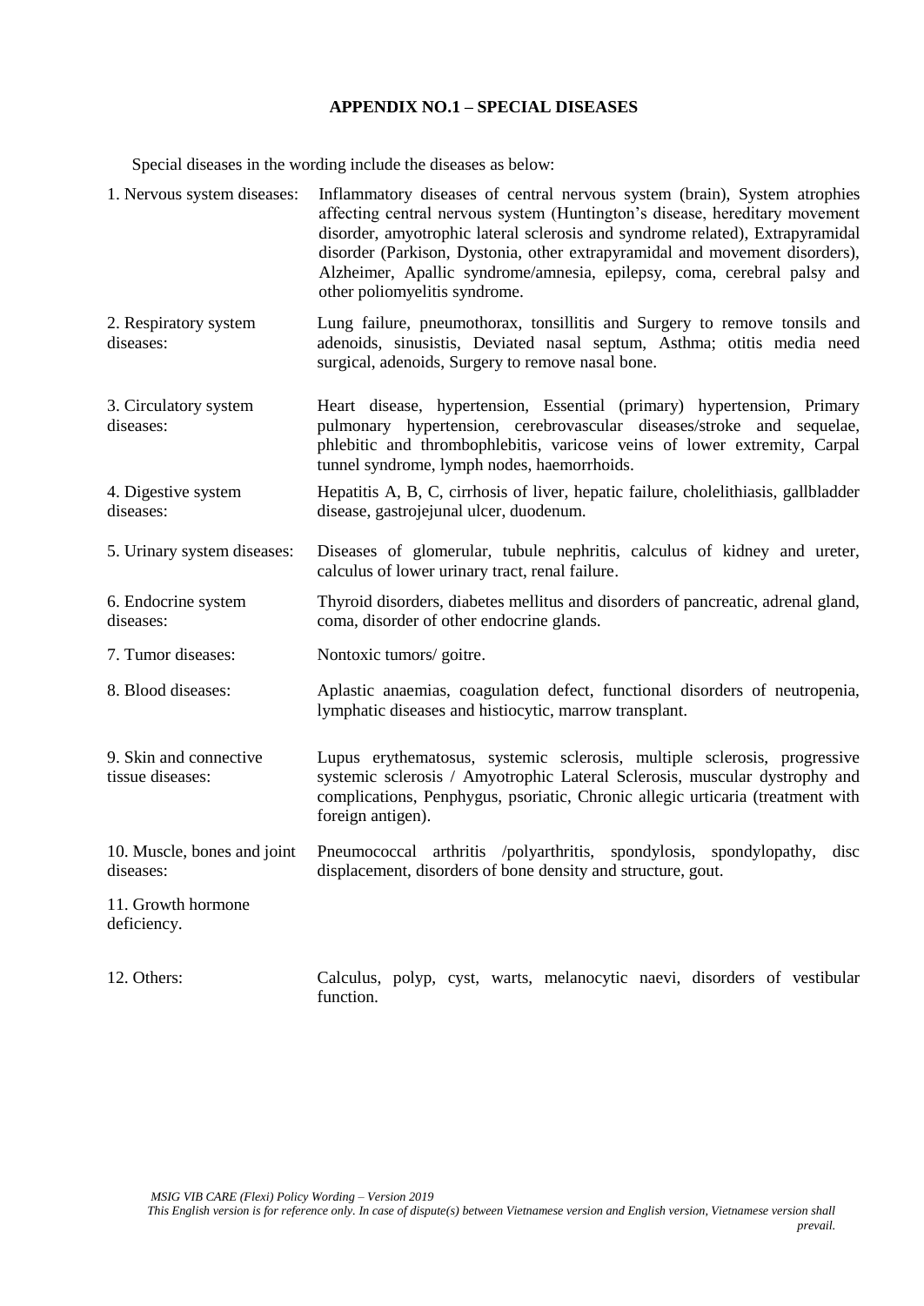**APPENDIX NO.1 – SPECIAL DISEASES**

Special diseases in the wording include the diseases as below:

| | |
|---|---|
| 1. Nervous system diseases: | Inflammatory diseases of central nervous system (brain), System atrophies affecting central nervous system (Huntington's disease, hereditary movement disorder, amyotrophic lateral sclerosis and syndrome related), Extrapyramidal disorder (Parkison, Dystonia, other extrapyramidal and movement disorders), Alzheimer, Apallic syndrome/amnesia, epilepsy, coma, cerebral palsy and other poliomyelitis syndrome. |
| 2. Respiratory system diseases: | Lung failure, pneumothorax, tonsillitis and Surgery to remove tonsils and adenoids, sinusistis, Deviated nasal septum, Asthma; otitis media need surgical, adenoids, Surgery to remove nasal bone. |
| 3. Circulatory system diseases: | Heart disease, hypertension, Essential (primary) hypertension, Primary pulmonary hypertension, cerebrovascular diseases/stroke and sequelae, phlebitic and thrombophlebitis, varicose veins of lower extremity, Carpal tunnel syndrome, lymph nodes, haemorrhoids. |
| 4. Digestive system diseases: | Hepatitis A, B, C, cirrhosis of liver, hepatic failure, cholelithiasis, gallbladder disease, gastrojejunal ulcer, duodenum. |
| 5. Urinary system diseases: | Diseases of glomerular, tubule nephritis, calculus of kidney and ureter, calculus of lower urinary tract, renal failure. |
| 6. Endocrine system diseases: | Thyroid disorders, diabetes mellitus and disorders of pancreatic, adrenal gland, coma, disorder of other endocrine glands. |
| 7. Tumor diseases: | Nontoxic tumors/ goitre. |
| 8. Blood diseases: | Aplastic anaemias, coagulation defect, functional disorders of neutropenia, lymphatic diseases and histiocytic, marrow transplant. |
| 9. Skin and connective tissue diseases: | Lupus erythematosus, systemic sclerosis, multiple sclerosis, progressive systemic sclerosis / Amyotrophic Lateral Sclerosis, muscular dystrophy and complications, Penphygus, psoriatic, Chronic allegic urticaria (treatment with foreign antigen). |
| 10. Muscle, bones and joint diseases: | Pneumococcal arthritis /polyarthritis, spondylosis, spondylopathy, disc displacement, disorders of bone density and structure, gout. |
| 11. Growth hormone deficiency. | |
| 12. Others: | Calculus, polyp, cyst, warts, melanocytic naevi, disorders of vestibular function. |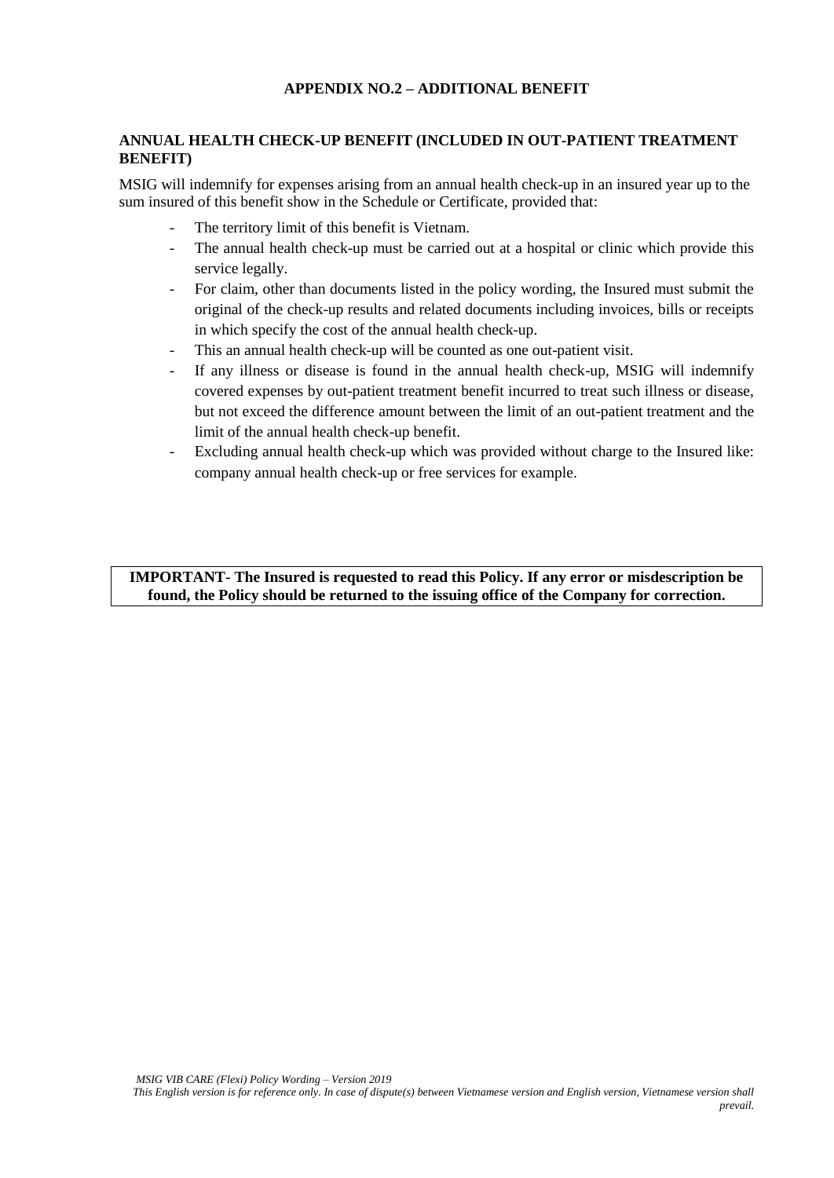## APPENDIX NO.2 – ADDITIONAL BENEFIT

### ANNUAL HEALTH CHECK-UP BENEFIT (INCLUDED IN OUT-PATIENT TREATMENT BENEFIT)

MSIG will indemnify for expenses arising from an annual health check-up in an insured year up to the sum insured of this benefit show in the Schedule or Certificate, provided that:

- The territory limit of this benefit is Vietnam.
- The annual health check-up must be carried out at a hospital or clinic which provide this service legally.
- For claim, other than documents listed in the policy wording, the Insured must submit the original of the check-up results and related documents including invoices, bills or receipts in which specify the cost of the annual health check-up.
- This an annual health check-up will be counted as one out-patient visit.
- If any illness or disease is found in the annual health check-up, MSIG will indemnify covered expenses by out-patient treatment benefit incurred to treat such illness or disease, but not exceed the difference amount between the limit of an out-patient treatment and the limit of the annual health check-up benefit.
- Excluding annual health check-up which was provided without charge to the Insured like: company annual health check-up or free services for example.

**IMPORTANT- The Insured is requested to read this Policy. If any error or misdescription be found, the Policy should be returned to the issuing office of the Company for correction.**